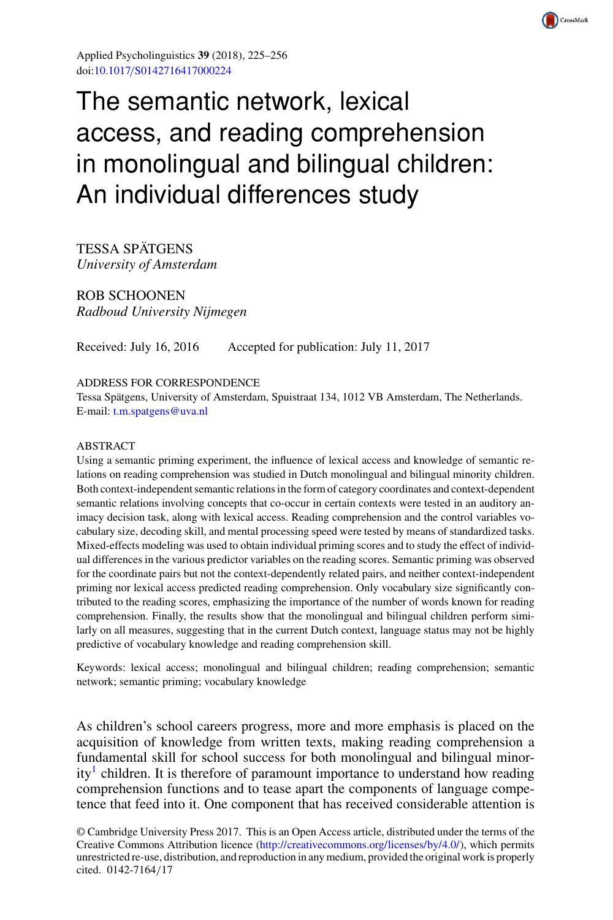Applied Psycholinguistics **39** (2018), 225–256
doi:10.1017/S0142716417000224

# The semantic network, lexical access, and reading comprehension in monolingual and bilingual children: An individual differences study

TESSA SPÄTGENS
*University of Amsterdam*

ROB SCHOONEN
*Radboud University Nijmegen*

Received: July 16, 2016 Accepted for publication: July 11, 2017

ADDRESS FOR CORRESPONDENCE
Tessa Spätgens, University of Amsterdam, Spuistraat 134, 1012 VB Amsterdam, The Netherlands. E-mail: t.m.spatgens@uva.nl

ABSTRACT

Using a semantic priming experiment, the influence of lexical access and knowledge of semantic relations on reading comprehension was studied in Dutch monolingual and bilingual minority children. Both context-independent semantic relations in the form of category coordinates and context-dependent semantic relations involving concepts that co-occur in certain contexts were tested in an auditory animacy decision task, along with lexical access. Reading comprehension and the control variables vocabulary size, decoding skill, and mental processing speed were tested by means of standardized tasks. Mixed-effects modeling was used to obtain individual priming scores and to study the effect of individual differences in the various predictor variables on the reading scores. Semantic priming was observed for the coordinate pairs but not the context-dependently related pairs, and neither context-independent priming nor lexical access predicted reading comprehension. Only vocabulary size significantly contributed to the reading scores, emphasizing the importance of the number of words known for reading comprehension. Finally, the results show that the monolingual and bilingual children perform similarly on all measures, suggesting that in the current Dutch context, language status may not be highly predictive of vocabulary knowledge and reading comprehension skill.

Keywords: lexical access; monolingual and bilingual children; reading comprehension; semantic network; semantic priming; vocabulary knowledge

As children's school careers progress, more and more emphasis is placed on the acquisition of knowledge from written texts, making reading comprehension a fundamental skill for school success for both monolingual and bilingual minority[1] children. It is therefore of paramount importance to understand how reading comprehension functions and to tease apart the components of language competence that feed into it. One component that has received considerable attention is

© Cambridge University Press 2017. This is an Open Access article, distributed under the terms of the Creative Commons Attribution licence (http://creativecommons.org/licenses/by/4.0/), which permits unrestricted re-use, distribution, and reproduction in any medium, provided the original work is properly cited. 0142-7164/17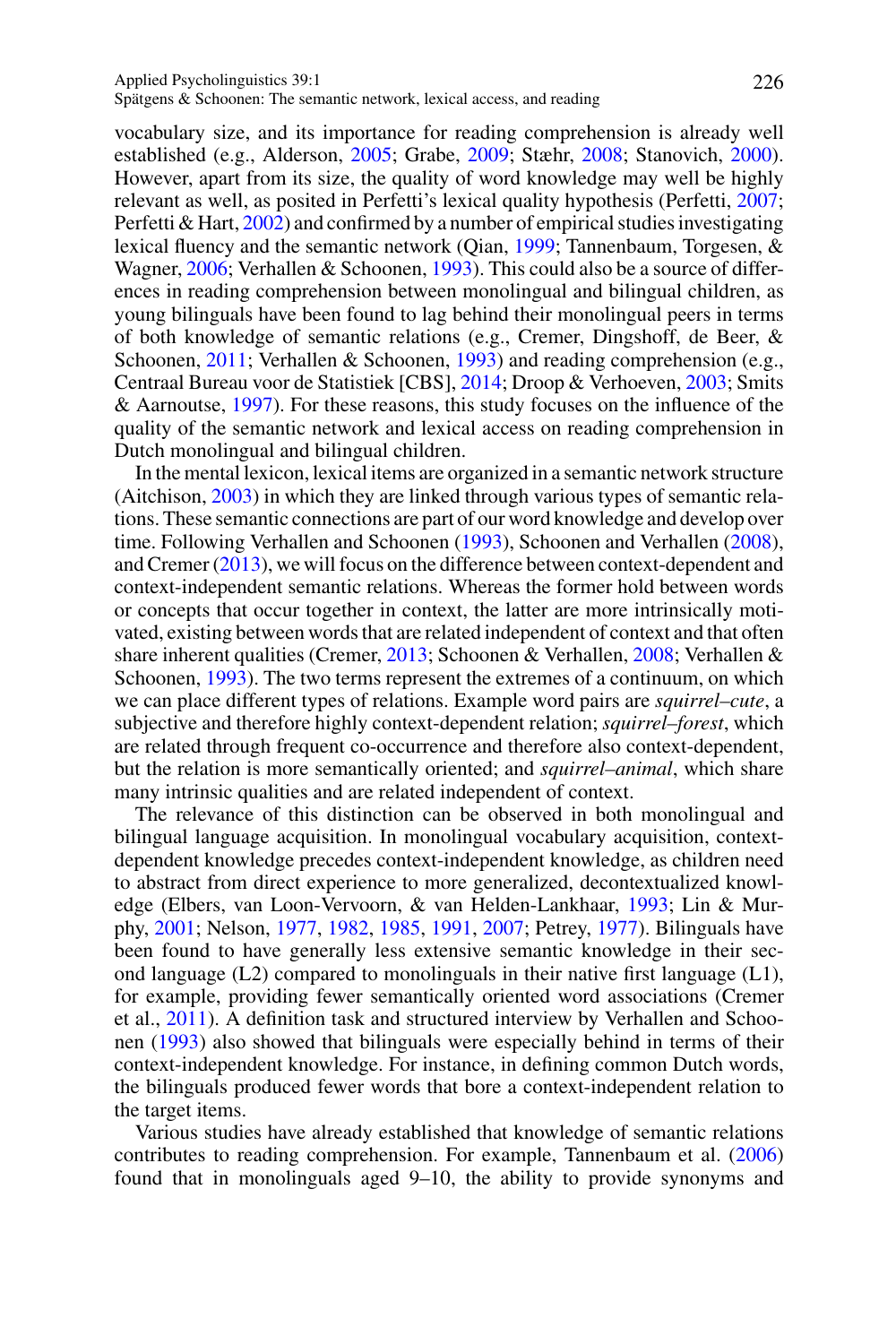vocabulary size, and its importance for reading comprehension is already well established (e.g., Alderson, 2005; Grabe, 2009; Stæhr, 2008; Stanovich, 2000). However, apart from its size, the quality of word knowledge may well be highly relevant as well, as posited in Perfetti's lexical quality hypothesis (Perfetti, 2007; Perfetti & Hart, 2002) and confirmed by a number of empirical studies investigating lexical fluency and the semantic network (Qian, 1999; Tannenbaum, Torgesen, & Wagner, 2006; Verhallen & Schoonen, 1993). This could also be a source of differences in reading comprehension between monolingual and bilingual children, as young bilinguals have been found to lag behind their monolingual peers in terms of both knowledge of semantic relations (e.g., Cremer, Dingshoff, de Beer, & Schoonen, 2011; Verhallen & Schoonen, 1993) and reading comprehension (e.g., Centraal Bureau voor de Statistiek [CBS], 2014; Droop & Verhoeven, 2003; Smits & Aarnoutse, 1997). For these reasons, this study focuses on the influence of the quality of the semantic network and lexical access on reading comprehension in Dutch monolingual and bilingual children.

In the mental lexicon, lexical items are organized in a semantic network structure (Aitchison, 2003) in which they are linked through various types of semantic relations. These semantic connections are part of our word knowledge and develop over time. Following Verhallen and Schoonen (1993), Schoonen and Verhallen (2008), and Cremer (2013), we will focus on the difference between context-dependent and context-independent semantic relations. Whereas the former hold between words or concepts that occur together in context, the latter are more intrinsically motivated, existing between words that are related independent of context and that often share inherent qualities (Cremer, 2013; Schoonen & Verhallen, 2008; Verhallen & Schoonen, 1993). The two terms represent the extremes of a continuum, on which we can place different types of relations. Example word pairs are *squirrel–cute*, a subjective and therefore highly context-dependent relation; *squirrel–forest*, which are related through frequent co-occurrence and therefore also context-dependent, but the relation is more semantically oriented; and *squirrel–animal*, which share many intrinsic qualities and are related independent of context.

The relevance of this distinction can be observed in both monolingual and bilingual language acquisition. In monolingual vocabulary acquisition, context-dependent knowledge precedes context-independent knowledge, as children need to abstract from direct experience to more generalized, decontextualized knowledge (Elbers, van Loon-Vervoorn, & van Helden-Lankhaar, 1993; Lin & Murphy, 2001; Nelson, 1977, 1982, 1985, 1991, 2007; Petrey, 1977). Bilinguals have been found to have generally less extensive semantic knowledge in their second language (L2) compared to monolinguals in their native first language (L1), for example, providing fewer semantically oriented word associations (Cremer et al., 2011). A definition task and structured interview by Verhallen and Schoonen (1993) also showed that bilinguals were especially behind in terms of their context-independent knowledge. For instance, in defining common Dutch words, the bilinguals produced fewer words that bore a context-independent relation to the target items.

Various studies have already established that knowledge of semantic relations contributes to reading comprehension. For example, Tannenbaum et al. (2006) found that in monolinguals aged 9–10, the ability to provide synonyms and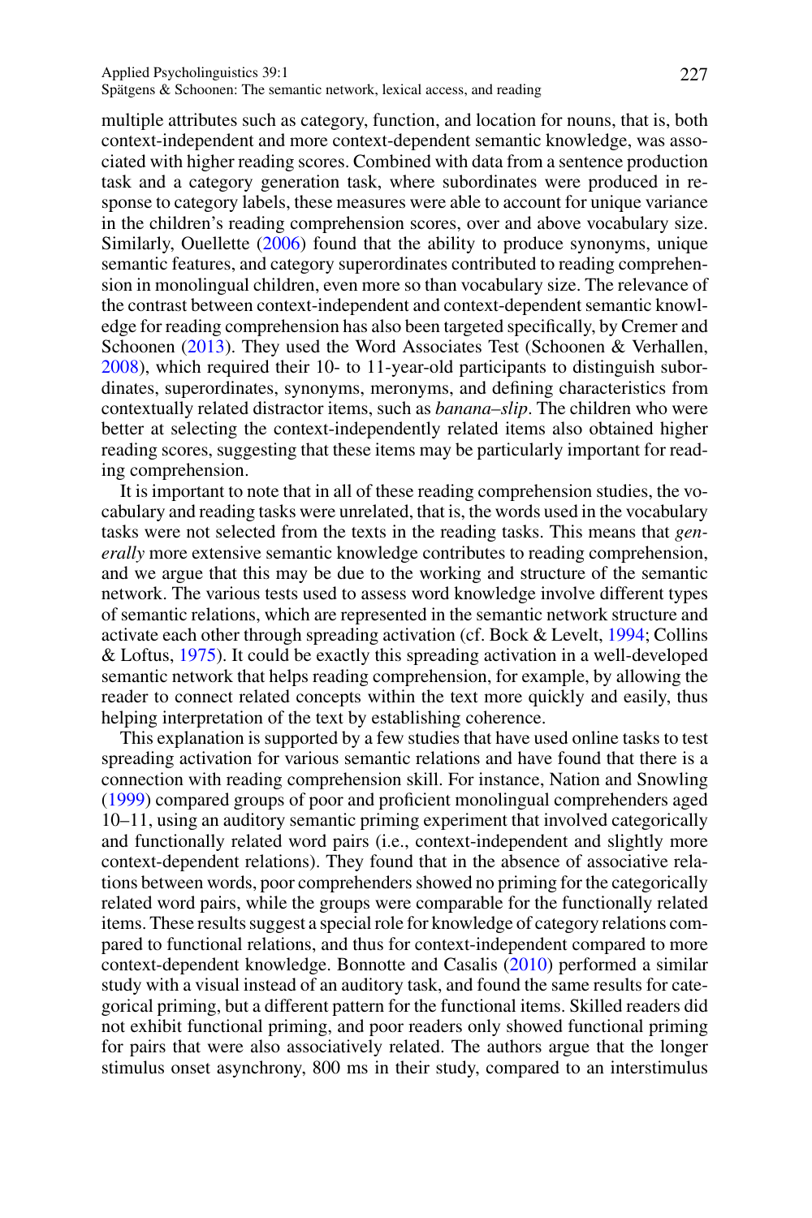multiple attributes such as category, function, and location for nouns, that is, both context-independent and more context-dependent semantic knowledge, was associated with higher reading scores. Combined with data from a sentence production task and a category generation task, where subordinates were produced in response to category labels, these measures were able to account for unique variance in the children's reading comprehension scores, over and above vocabulary size. Similarly, Ouellette (2006) found that the ability to produce synonyms, unique semantic features, and category superordinates contributed to reading comprehension in monolingual children, even more so than vocabulary size. The relevance of the contrast between context-independent and context-dependent semantic knowledge for reading comprehension has also been targeted specifically, by Cremer and Schoonen (2013). They used the Word Associates Test (Schoonen & Verhallen, 2008), which required their 10- to 11-year-old participants to distinguish subordinates, superordinates, synonyms, meronyms, and defining characteristics from contextually related distractor items, such as *banana–slip*. The children who were better at selecting the context-independently related items also obtained higher reading scores, suggesting that these items may be particularly important for reading comprehension.

It is important to note that in all of these reading comprehension studies, the vocabulary and reading tasks were unrelated, that is, the words used in the vocabulary tasks were not selected from the texts in the reading tasks. This means that *generally* more extensive semantic knowledge contributes to reading comprehension, and we argue that this may be due to the working and structure of the semantic network. The various tests used to assess word knowledge involve different types of semantic relations, which are represented in the semantic network structure and activate each other through spreading activation (cf. Bock & Levelt, 1994; Collins & Loftus, 1975). It could be exactly this spreading activation in a well-developed semantic network that helps reading comprehension, for example, by allowing the reader to connect related concepts within the text more quickly and easily, thus helping interpretation of the text by establishing coherence.

This explanation is supported by a few studies that have used online tasks to test spreading activation for various semantic relations and have found that there is a connection with reading comprehension skill. For instance, Nation and Snowling (1999) compared groups of poor and proficient monolingual comprehenders aged 10–11, using an auditory semantic priming experiment that involved categorically and functionally related word pairs (i.e., context-independent and slightly more context-dependent relations). They found that in the absence of associative relations between words, poor comprehenders showed no priming for the categorically related word pairs, while the groups were comparable for the functionally related items. These results suggest a special role for knowledge of category relations compared to functional relations, and thus for context-independent compared to more context-dependent knowledge. Bonnotte and Casalis (2010) performed a similar study with a visual instead of an auditory task, and found the same results for categorical priming, but a different pattern for the functional items. Skilled readers did not exhibit functional priming, and poor readers only showed functional priming for pairs that were also associatively related. The authors argue that the longer stimulus onset asynchrony, 800 ms in their study, compared to an interstimulus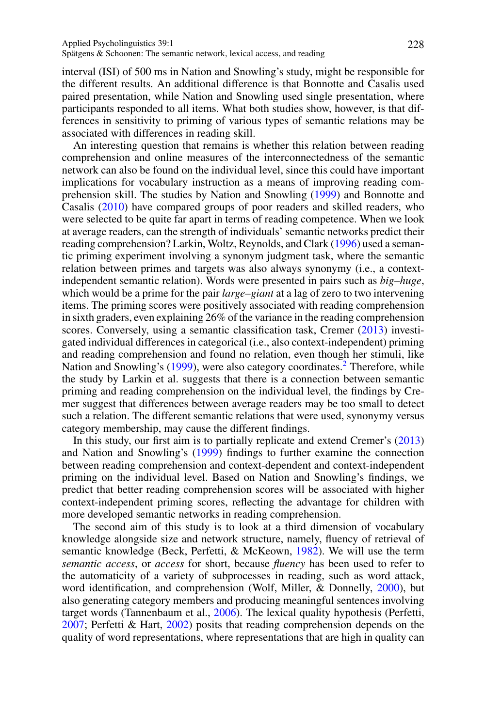interval (ISI) of 500 ms in Nation and Snowling's study, might be responsible for the different results. An additional difference is that Bonnotte and Casalis used paired presentation, while Nation and Snowling used single presentation, where participants responded to all items. What both studies show, however, is that differences in sensitivity to priming of various types of semantic relations may be associated with differences in reading skill.

An interesting question that remains is whether this relation between reading comprehension and online measures of the interconnectedness of the semantic network can also be found on the individual level, since this could have important implications for vocabulary instruction as a means of improving reading comprehension skill. The studies by Nation and Snowling (1999) and Bonnotte and Casalis (2010) have compared groups of poor readers and skilled readers, who were selected to be quite far apart in terms of reading competence. When we look at average readers, can the strength of individuals' semantic networks predict their reading comprehension? Larkin, Woltz, Reynolds, and Clark (1996) used a semantic priming experiment involving a synonym judgment task, where the semantic relation between primes and targets was also always synonymy (i.e., a context-independent semantic relation). Words were presented in pairs such as *big–huge*, which would be a prime for the pair *large–giant* at a lag of zero to two intervening items. The priming scores were positively associated with reading comprehension in sixth graders, even explaining 26% of the variance in the reading comprehension scores. Conversely, using a semantic classification task, Cremer (2013) investigated individual differences in categorical (i.e., also context-independent) priming and reading comprehension and found no relation, even though her stimuli, like Nation and Snowling's (1999), were also category coordinates.[2] Therefore, while the study by Larkin et al. suggests that there is a connection between semantic priming and reading comprehension on the individual level, the findings by Cremer suggest that differences between average readers may be too small to detect such a relation. The different semantic relations that were used, synonymy versus category membership, may cause the different findings.

In this study, our first aim is to partially replicate and extend Cremer's (2013) and Nation and Snowling's (1999) findings to further examine the connection between reading comprehension and context-dependent and context-independent priming on the individual level. Based on Nation and Snowling's findings, we predict that better reading comprehension scores will be associated with higher context-independent priming scores, reflecting the advantage for children with more developed semantic networks in reading comprehension.

The second aim of this study is to look at a third dimension of vocabulary knowledge alongside size and network structure, namely, fluency of retrieval of semantic knowledge (Beck, Perfetti, & McKeown, 1982). We will use the term *semantic access*, or *access* for short, because *fluency* has been used to refer to the automaticity of a variety of subprocesses in reading, such as word attack, word identification, and comprehension (Wolf, Miller, & Donnelly, 2000), but also generating category members and producing meaningful sentences involving target words (Tannenbaum et al., 2006). The lexical quality hypothesis (Perfetti, 2007; Perfetti & Hart, 2002) posits that reading comprehension depends on the quality of word representations, where representations that are high in quality can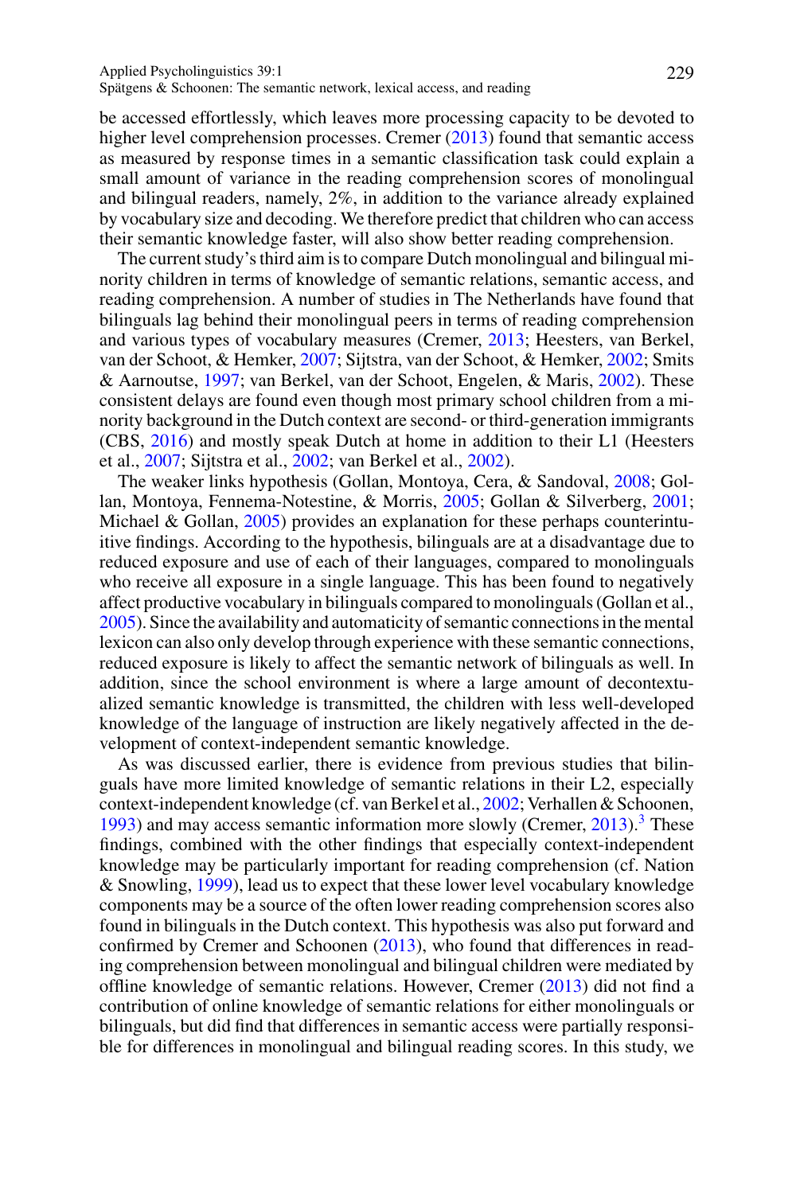be accessed effortlessly, which leaves more processing capacity to be devoted to higher level comprehension processes. Cremer (2013) found that semantic access as measured by response times in a semantic classification task could explain a small amount of variance in the reading comprehension scores of monolingual and bilingual readers, namely, 2%, in addition to the variance already explained by vocabulary size and decoding. We therefore predict that children who can access their semantic knowledge faster, will also show better reading comprehension.

The current study's third aim is to compare Dutch monolingual and bilingual minority children in terms of knowledge of semantic relations, semantic access, and reading comprehension. A number of studies in The Netherlands have found that bilinguals lag behind their monolingual peers in terms of reading comprehension and various types of vocabulary measures (Cremer, 2013; Heesters, van Berkel, van der Schoot, & Hemker, 2007; Sijtstra, van der Schoot, & Hemker, 2002; Smits & Aarnoutse, 1997; van Berkel, van der Schoot, Engelen, & Maris, 2002). These consistent delays are found even though most primary school children from a minority background in the Dutch context are second- or third-generation immigrants (CBS, 2016) and mostly speak Dutch at home in addition to their L1 (Heesters et al., 2007; Sijtstra et al., 2002; van Berkel et al., 2002).

The weaker links hypothesis (Gollan, Montoya, Cera, & Sandoval, 2008; Gollan, Montoya, Fennema-Notestine, & Morris, 2005; Gollan & Silverberg, 2001; Michael & Gollan, 2005) provides an explanation for these perhaps counterintuitive findings. According to the hypothesis, bilinguals are at a disadvantage due to reduced exposure and use of each of their languages, compared to monolinguals who receive all exposure in a single language. This has been found to negatively affect productive vocabulary in bilinguals compared to monolinguals (Gollan et al., 2005). Since the availability and automaticity of semantic connections in the mental lexicon can also only develop through experience with these semantic connections, reduced exposure is likely to affect the semantic network of bilinguals as well. In addition, since the school environment is where a large amount of decontextualized semantic knowledge is transmitted, the children with less well-developed knowledge of the language of instruction are likely negatively affected in the development of context-independent semantic knowledge.

As was discussed earlier, there is evidence from previous studies that bilinguals have more limited knowledge of semantic relations in their L2, especially context-independent knowledge (cf. van Berkel et al., 2002; Verhallen & Schoonen, 1993) and may access semantic information more slowly (Cremer, 2013).[3] These findings, combined with the other findings that especially context-independent knowledge may be particularly important for reading comprehension (cf. Nation & Snowling, 1999), lead us to expect that these lower level vocabulary knowledge components may be a source of the often lower reading comprehension scores also found in bilinguals in the Dutch context. This hypothesis was also put forward and confirmed by Cremer and Schoonen (2013), who found that differences in reading comprehension between monolingual and bilingual children were mediated by offline knowledge of semantic relations. However, Cremer (2013) did not find a contribution of online knowledge of semantic relations for either monolinguals or bilinguals, but did find that differences in semantic access were partially responsible for differences in monolingual and bilingual reading scores. In this study, we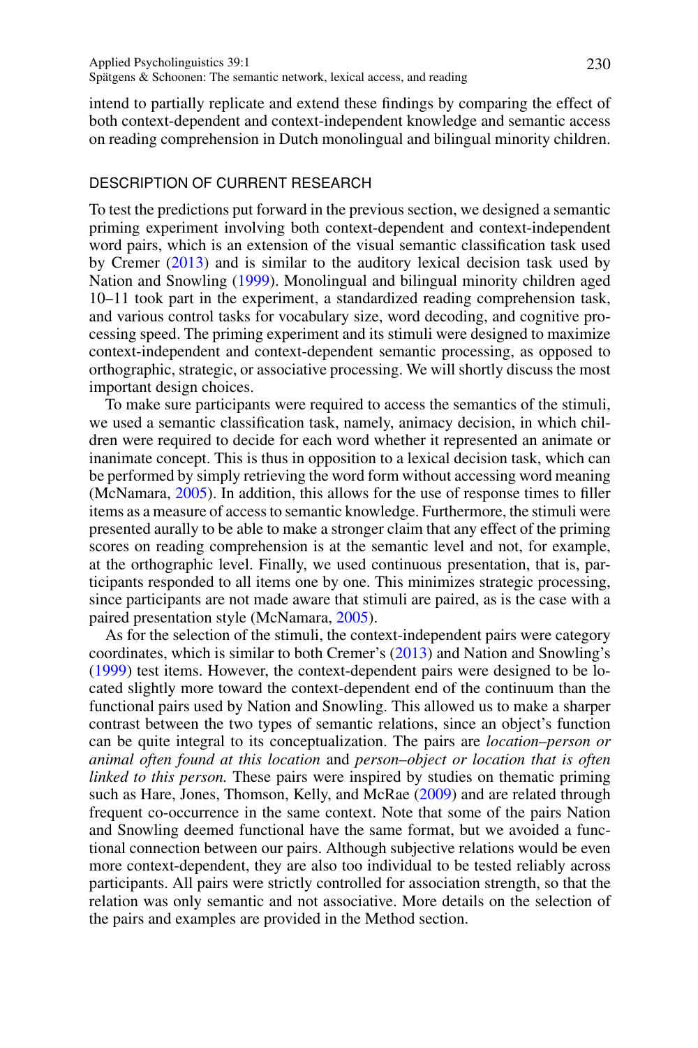intend to partially replicate and extend these findings by comparing the effect of both context-dependent and context-independent knowledge and semantic access on reading comprehension in Dutch monolingual and bilingual minority children.

## DESCRIPTION OF CURRENT RESEARCH

To test the predictions put forward in the previous section, we designed a semantic priming experiment involving both context-dependent and context-independent word pairs, which is an extension of the visual semantic classification task used by Cremer (2013) and is similar to the auditory lexical decision task used by Nation and Snowling (1999). Monolingual and bilingual minority children aged 10–11 took part in the experiment, a standardized reading comprehension task, and various control tasks for vocabulary size, word decoding, and cognitive processing speed. The priming experiment and its stimuli were designed to maximize context-independent and context-dependent semantic processing, as opposed to orthographic, strategic, or associative processing. We will shortly discuss the most important design choices.

To make sure participants were required to access the semantics of the stimuli, we used a semantic classification task, namely, animacy decision, in which children were required to decide for each word whether it represented an animate or inanimate concept. This is thus in opposition to a lexical decision task, which can be performed by simply retrieving the word form without accessing word meaning (McNamara, 2005). In addition, this allows for the use of response times to filler items as a measure of access to semantic knowledge. Furthermore, the stimuli were presented aurally to be able to make a stronger claim that any effect of the priming scores on reading comprehension is at the semantic level and not, for example, at the orthographic level. Finally, we used continuous presentation, that is, participants responded to all items one by one. This minimizes strategic processing, since participants are not made aware that stimuli are paired, as is the case with a paired presentation style (McNamara, 2005).

As for the selection of the stimuli, the context-independent pairs were category coordinates, which is similar to both Cremer's (2013) and Nation and Snowling's (1999) test items. However, the context-dependent pairs were designed to be located slightly more toward the context-dependent end of the continuum than the functional pairs used by Nation and Snowling. This allowed us to make a sharper contrast between the two types of semantic relations, since an object's function can be quite integral to its conceptualization. The pairs are *location–person or animal often found at this location* and *person–object or location that is often linked to this person.* These pairs were inspired by studies on thematic priming such as Hare, Jones, Thomson, Kelly, and McRae (2009) and are related through frequent co-occurrence in the same context. Note that some of the pairs Nation and Snowling deemed functional have the same format, but we avoided a functional connection between our pairs. Although subjective relations would be even more context-dependent, they are also too individual to be tested reliably across participants. All pairs were strictly controlled for association strength, so that the relation was only semantic and not associative. More details on the selection of the pairs and examples are provided in the Method section.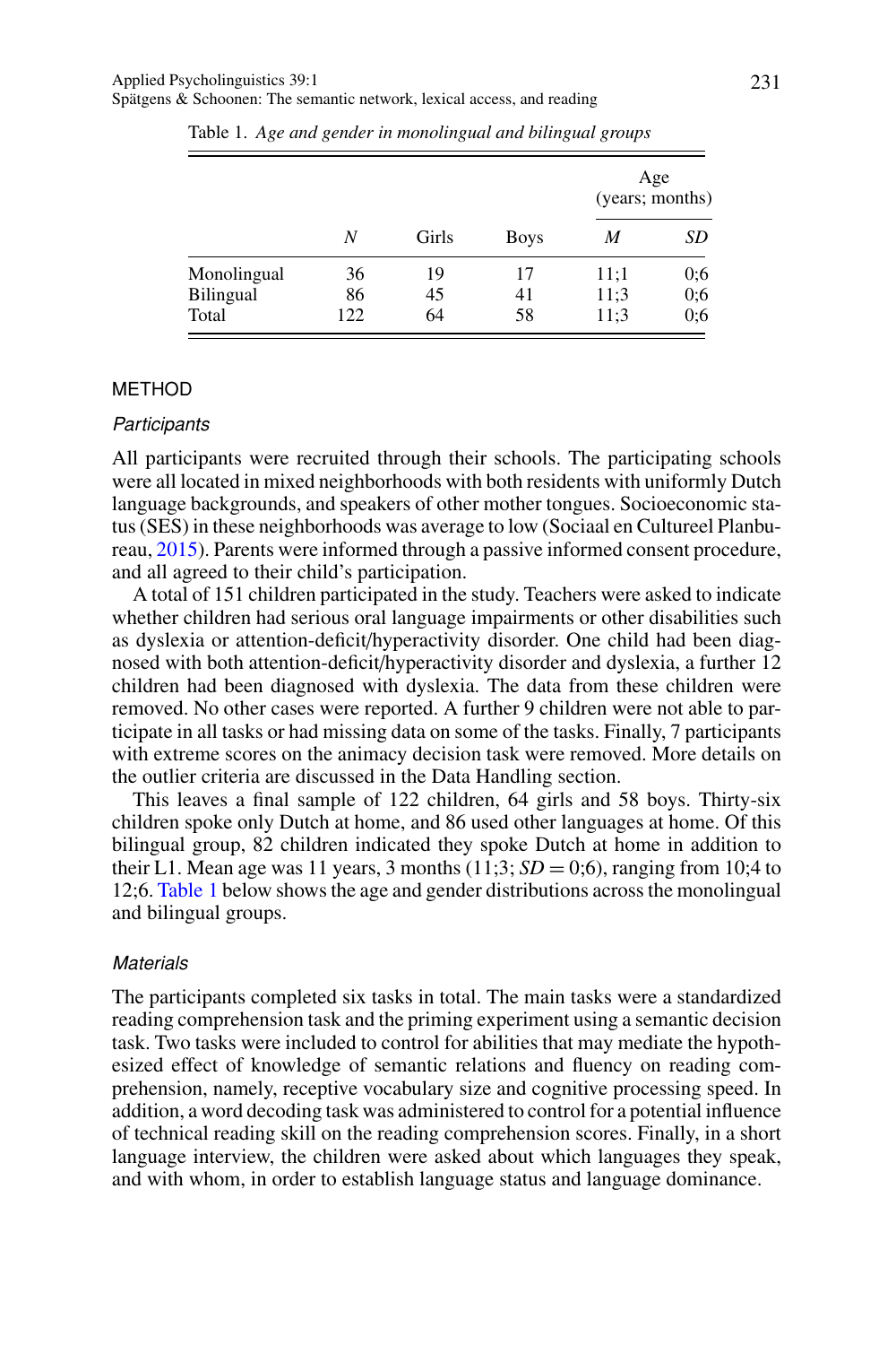Table 1. *Age and gender in monolingual and bilingual groups*

| | | | | Age (years; months) | |
|---|---|---|---|---|---|
| | *N* | Girls | Boys | *M* | *SD* |
| Monolingual | 36 | 19 | 17 | 11;1 | 0;6 |
| Bilingual | 86 | 45 | 41 | 11;3 | 0;6 |
| Total | 122 | 64 | 58 | 11;3 | 0;6 |

## METHOD

### *Participants*

All participants were recruited through their schools. The participating schools were all located in mixed neighborhoods with both residents with uniformly Dutch language backgrounds, and speakers of other mother tongues. Socioeconomic status (SES) in these neighborhoods was average to low (Sociaal en Cultureel Planbureau, 2015). Parents were informed through a passive informed consent procedure, and all agreed to their child's participation.

A total of 151 children participated in the study. Teachers were asked to indicate whether children had serious oral language impairments or other disabilities such as dyslexia or attention-deficit/hyperactivity disorder. One child had been diagnosed with both attention-deficit/hyperactivity disorder and dyslexia, a further 12 children had been diagnosed with dyslexia. The data from these children were removed. No other cases were reported. A further 9 children were not able to participate in all tasks or had missing data on some of the tasks. Finally, 7 participants with extreme scores on the animacy decision task were removed. More details on the outlier criteria are discussed in the Data Handling section.

This leaves a final sample of 122 children, 64 girls and 58 boys. Thirty-six children spoke only Dutch at home, and 86 used other languages at home. Of this bilingual group, 82 children indicated they spoke Dutch at home in addition to their L1. Mean age was 11 years, 3 months (11;3; *SD* = 0;6), ranging from 10;4 to 12;6. Table 1 below shows the age and gender distributions across the monolingual and bilingual groups.

### *Materials*

The participants completed six tasks in total. The main tasks were a standardized reading comprehension task and the priming experiment using a semantic decision task. Two tasks were included to control for abilities that may mediate the hypothesized effect of knowledge of semantic relations and fluency on reading comprehension, namely, receptive vocabulary size and cognitive processing speed. In addition, a word decoding task was administered to control for a potential influence of technical reading skill on the reading comprehension scores. Finally, in a short language interview, the children were asked about which languages they speak, and with whom, in order to establish language status and language dominance.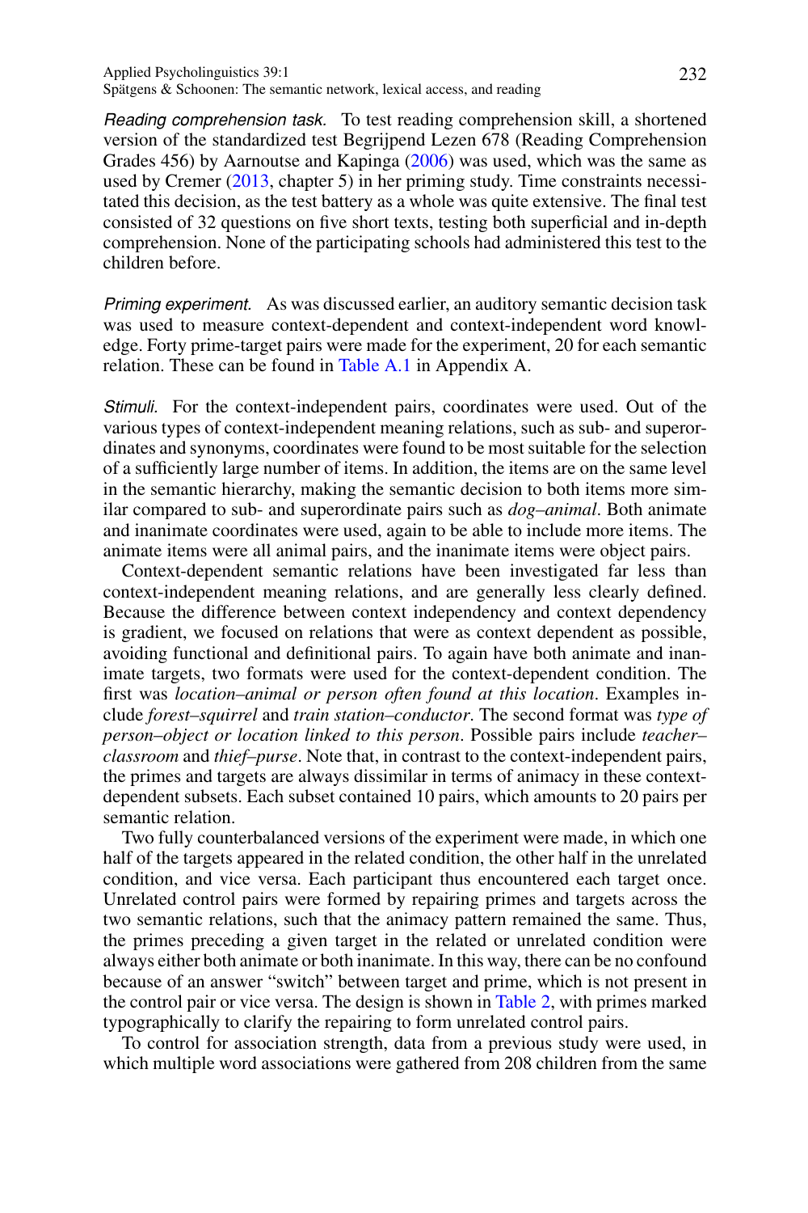*Reading comprehension task.* To test reading comprehension skill, a shortened version of the standardized test Begrijpend Lezen 678 (Reading Comprehension Grades 456) by Aarnoutse and Kapinga (2006) was used, which was the same as used by Cremer (2013, chapter 5) in her priming study. Time constraints necessitated this decision, as the test battery as a whole was quite extensive. The final test consisted of 32 questions on five short texts, testing both superficial and in-depth comprehension. None of the participating schools had administered this test to the children before.

*Priming experiment.* As was discussed earlier, an auditory semantic decision task was used to measure context-dependent and context-independent word knowledge. Forty prime-target pairs were made for the experiment, 20 for each semantic relation. These can be found in Table A.1 in Appendix A.

*Stimuli.* For the context-independent pairs, coordinates were used. Out of the various types of context-independent meaning relations, such as sub- and superordinates and synonyms, coordinates were found to be most suitable for the selection of a sufficiently large number of items. In addition, the items are on the same level in the semantic hierarchy, making the semantic decision to both items more similar compared to sub- and superordinate pairs such as *dog–animal*. Both animate and inanimate coordinates were used, again to be able to include more items. The animate items were all animal pairs, and the inanimate items were object pairs.

Context-dependent semantic relations have been investigated far less than context-independent meaning relations, and are generally less clearly defined. Because the difference between context independency and context dependency is gradient, we focused on relations that were as context dependent as possible, avoiding functional and definitional pairs. To again have both animate and inanimate targets, two formats were used for the context-dependent condition. The first was *location–animal or person often found at this location*. Examples include *forest–squirrel* and *train station–conductor*. The second format was *type of person–object or location linked to this person*. Possible pairs include *teacher–classroom* and *thief–purse*. Note that, in contrast to the context-independent pairs, the primes and targets are always dissimilar in terms of animacy in these context-dependent subsets. Each subset contained 10 pairs, which amounts to 20 pairs per semantic relation.

Two fully counterbalanced versions of the experiment were made, in which one half of the targets appeared in the related condition, the other half in the unrelated condition, and vice versa. Each participant thus encountered each target once. Unrelated control pairs were formed by repairing primes and targets across the two semantic relations, such that the animacy pattern remained the same. Thus, the primes preceding a given target in the related or unrelated condition were always either both animate or both inanimate. In this way, there can be no confound because of an answer "switch" between target and prime, which is not present in the control pair or vice versa. The design is shown in Table 2, with primes marked typographically to clarify the repairing to form unrelated control pairs.

To control for association strength, data from a previous study were used, in which multiple word associations were gathered from 208 children from the same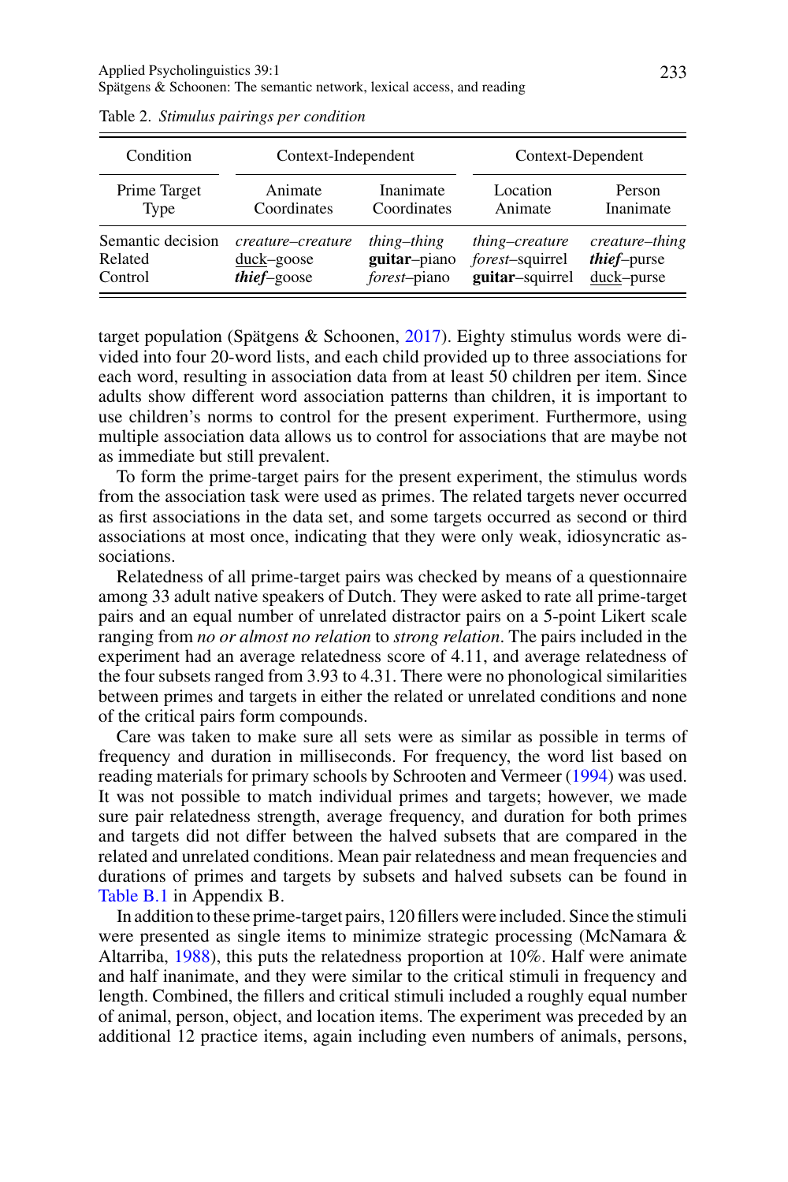Table 2. *Stimulus pairings per condition*

| Condition | Context-Independent | | Context-Dependent | |
|---|---|---|---|---|
| Prime Target Type | Animate Coordinates | Inanimate Coordinates | Location Animate | Person Inanimate |
| Semantic decision | *creature–creature* | *thing–thing* | *thing–creature* | *creature–thing* |
| Related | <u>duck</u>–goose | **guitar**–piano | *forest*–squirrel | ***thief***–purse |
| Control | ***thief***–goose | *forest*–piano | **guitar**–squirrel | <u>duck</u>–purse |

target population (Spätgens & Schoonen, 2017). Eighty stimulus words were divided into four 20-word lists, and each child provided up to three associations for each word, resulting in association data from at least 50 children per item. Since adults show different word association patterns than children, it is important to use children's norms to control for the present experiment. Furthermore, using multiple association data allows us to control for associations that are maybe not as immediate but still prevalent.

To form the prime-target pairs for the present experiment, the stimulus words from the association task were used as primes. The related targets never occurred as first associations in the data set, and some targets occurred as second or third associations at most once, indicating that they were only weak, idiosyncratic associations.

Relatedness of all prime-target pairs was checked by means of a questionnaire among 33 adult native speakers of Dutch. They were asked to rate all prime-target pairs and an equal number of unrelated distractor pairs on a 5-point Likert scale ranging from *no or almost no relation* to *strong relation*. The pairs included in the experiment had an average relatedness score of 4.11, and average relatedness of the four subsets ranged from 3.93 to 4.31. There were no phonological similarities between primes and targets in either the related or unrelated conditions and none of the critical pairs form compounds.

Care was taken to make sure all sets were as similar as possible in terms of frequency and duration in milliseconds. For frequency, the word list based on reading materials for primary schools by Schrooten and Vermeer (1994) was used. It was not possible to match individual primes and targets; however, we made sure pair relatedness strength, average frequency, and duration for both primes and targets did not differ between the halved subsets that are compared in the related and unrelated conditions. Mean pair relatedness and mean frequencies and durations of primes and targets by subsets and halved subsets can be found in Table B.1 in Appendix B.

In addition to these prime-target pairs, 120 fillers were included. Since the stimuli were presented as single items to minimize strategic processing (McNamara & Altarriba, 1988), this puts the relatedness proportion at 10%. Half were animate and half inanimate, and they were similar to the critical stimuli in frequency and length. Combined, the fillers and critical stimuli included a roughly equal number of animal, person, object, and location items. The experiment was preceded by an additional 12 practice items, again including even numbers of animals, persons,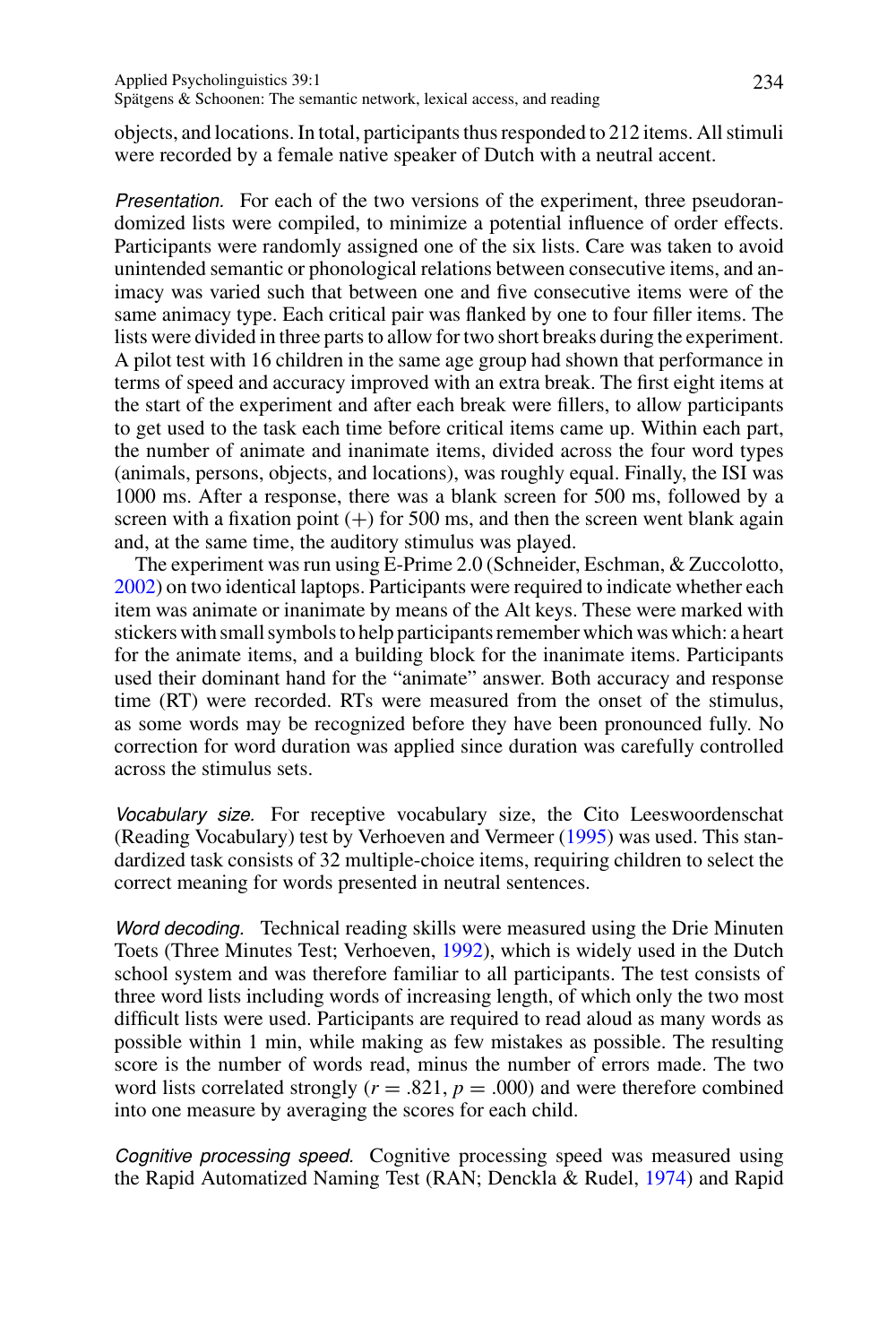objects, and locations. In total, participants thus responded to 212 items. All stimuli were recorded by a female native speaker of Dutch with a neutral accent.

*Presentation.* For each of the two versions of the experiment, three pseudorandomized lists were compiled, to minimize a potential influence of order effects. Participants were randomly assigned one of the six lists. Care was taken to avoid unintended semantic or phonological relations between consecutive items, and animacy was varied such that between one and five consecutive items were of the same animacy type. Each critical pair was flanked by one to four filler items. The lists were divided in three parts to allow for two short breaks during the experiment. A pilot test with 16 children in the same age group had shown that performance in terms of speed and accuracy improved with an extra break. The first eight items at the start of the experiment and after each break were fillers, to allow participants to get used to the task each time before critical items came up. Within each part, the number of animate and inanimate items, divided across the four word types (animals, persons, objects, and locations), was roughly equal. Finally, the ISI was 1000 ms. After a response, there was a blank screen for 500 ms, followed by a screen with a fixation point (+) for 500 ms, and then the screen went blank again and, at the same time, the auditory stimulus was played.

The experiment was run using E-Prime 2.0 (Schneider, Eschman, & Zuccolotto, 2002) on two identical laptops. Participants were required to indicate whether each item was animate or inanimate by means of the Alt keys. These were marked with stickers with small symbols to help participants remember which was which: a heart for the animate items, and a building block for the inanimate items. Participants used their dominant hand for the "animate" answer. Both accuracy and response time (RT) were recorded. RTs were measured from the onset of the stimulus, as some words may be recognized before they have been pronounced fully. No correction for word duration was applied since duration was carefully controlled across the stimulus sets.

*Vocabulary size.* For receptive vocabulary size, the Cito Leeswoordenschat (Reading Vocabulary) test by Verhoeven and Vermeer (1995) was used. This standardized task consists of 32 multiple-choice items, requiring children to select the correct meaning for words presented in neutral sentences.

*Word decoding.* Technical reading skills were measured using the Drie Minuten Toets (Three Minutes Test; Verhoeven, 1992), which is widely used in the Dutch school system and was therefore familiar to all participants. The test consists of three word lists including words of increasing length, of which only the two most difficult lists were used. Participants are required to read aloud as many words as possible within 1 min, while making as few mistakes as possible. The resulting score is the number of words read, minus the number of errors made. The two word lists correlated strongly ($r = .821$, $p = .000$) and were therefore combined into one measure by averaging the scores for each child.

*Cognitive processing speed.* Cognitive processing speed was measured using the Rapid Automatized Naming Test (RAN; Denckla & Rudel, 1974) and Rapid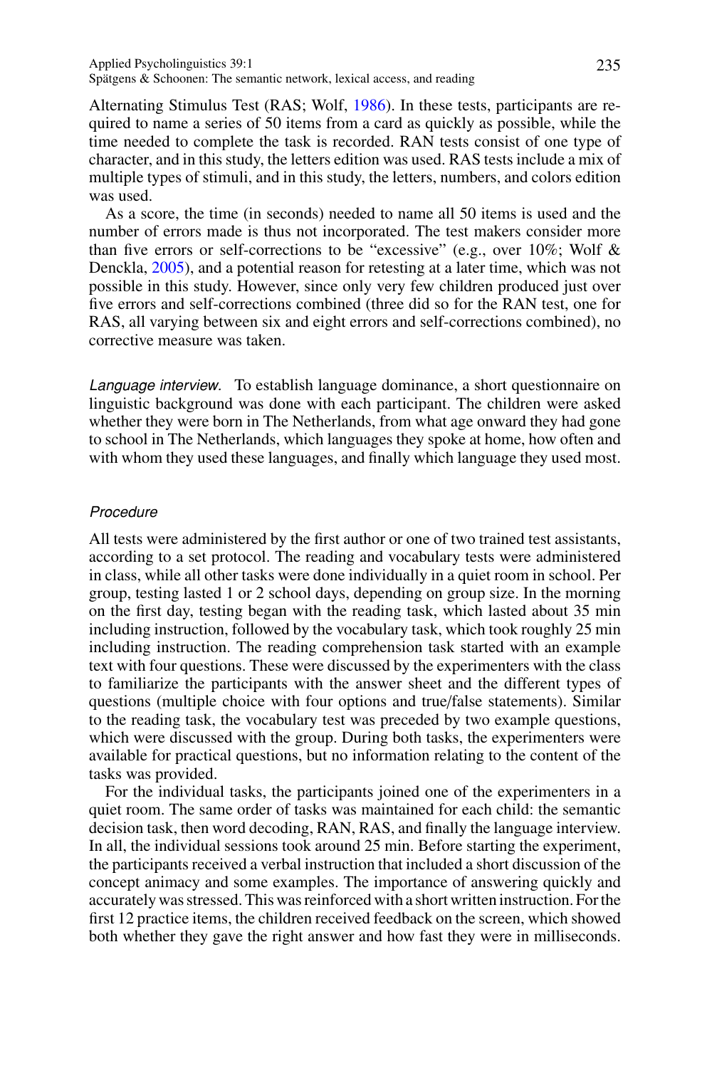Alternating Stimulus Test (RAS; Wolf, 1986). In these tests, participants are required to name a series of 50 items from a card as quickly as possible, while the time needed to complete the task is recorded. RAN tests consist of one type of character, and in this study, the letters edition was used. RAS tests include a mix of multiple types of stimuli, and in this study, the letters, numbers, and colors edition was used.

As a score, the time (in seconds) needed to name all 50 items is used and the number of errors made is thus not incorporated. The test makers consider more than five errors or self-corrections to be "excessive" (e.g., over 10%; Wolf & Denckla, 2005), and a potential reason for retesting at a later time, which was not possible in this study. However, since only very few children produced just over five errors and self-corrections combined (three did so for the RAN test, one for RAS, all varying between six and eight errors and self-corrections combined), no corrective measure was taken.

*Language interview.* To establish language dominance, a short questionnaire on linguistic background was done with each participant. The children were asked whether they were born in The Netherlands, from what age onward they had gone to school in The Netherlands, which languages they spoke at home, how often and with whom they used these languages, and finally which language they used most.

### *Procedure*

All tests were administered by the first author or one of two trained test assistants, according to a set protocol. The reading and vocabulary tests were administered in class, while all other tasks were done individually in a quiet room in school. Per group, testing lasted 1 or 2 school days, depending on group size. In the morning on the first day, testing began with the reading task, which lasted about 35 min including instruction, followed by the vocabulary task, which took roughly 25 min including instruction. The reading comprehension task started with an example text with four questions. These were discussed by the experimenters with the class to familiarize the participants with the answer sheet and the different types of questions (multiple choice with four options and true/false statements). Similar to the reading task, the vocabulary test was preceded by two example questions, which were discussed with the group. During both tasks, the experimenters were available for practical questions, but no information relating to the content of the tasks was provided.

For the individual tasks, the participants joined one of the experimenters in a quiet room. The same order of tasks was maintained for each child: the semantic decision task, then word decoding, RAN, RAS, and finally the language interview. In all, the individual sessions took around 25 min. Before starting the experiment, the participants received a verbal instruction that included a short discussion of the concept animacy and some examples. The importance of answering quickly and accurately was stressed. This was reinforced with a short written instruction. For the first 12 practice items, the children received feedback on the screen, which showed both whether they gave the right answer and how fast they were in milliseconds.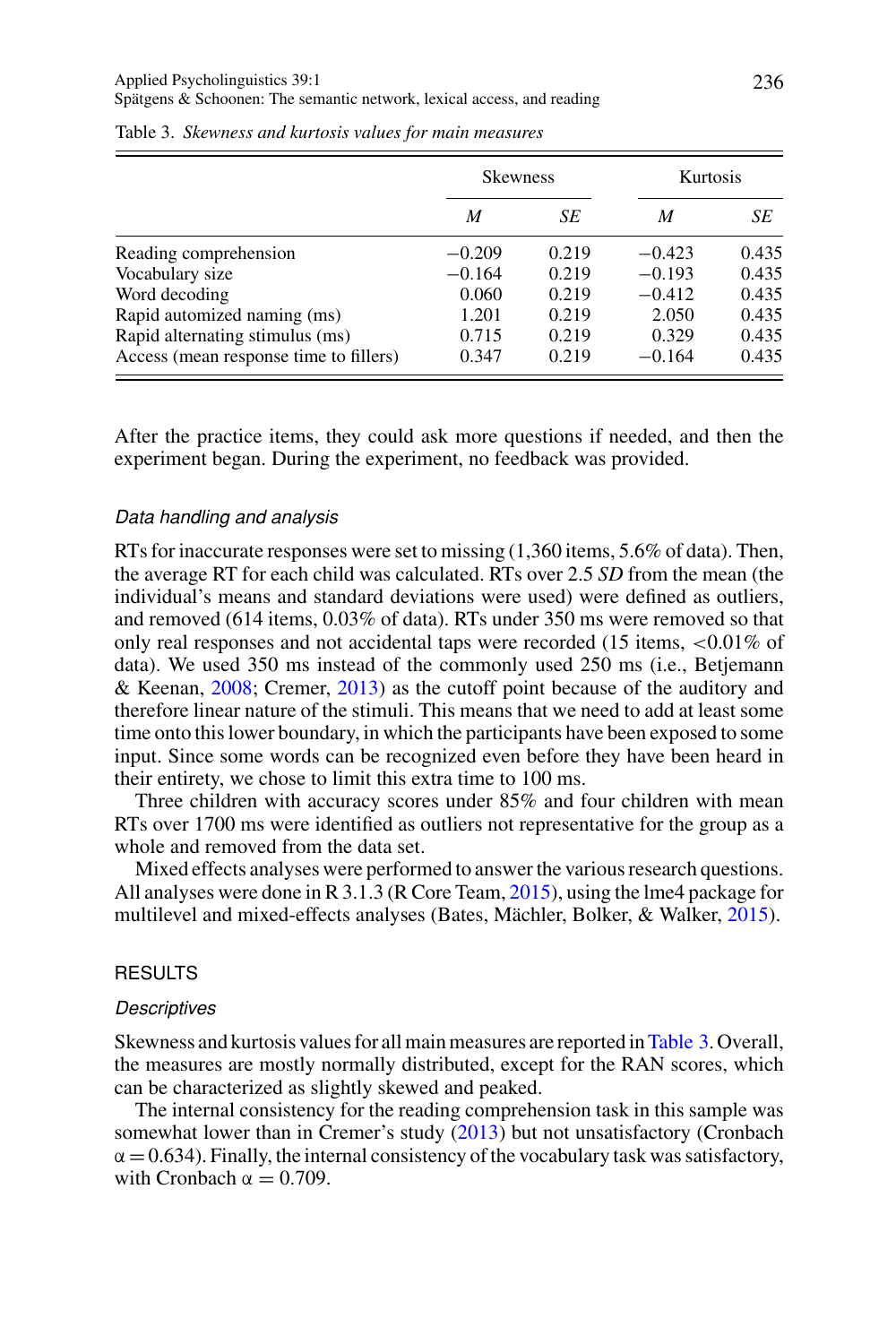Table 3. *Skewness and kurtosis values for main measures*

| | Skewness | | Kurtosis | |
|---|---|---|---|---|
| | *M* | *SE* | *M* | *SE* |
| Reading comprehension | −0.209 | 0.219 | −0.423 | 0.435 |
| Vocabulary size | −0.164 | 0.219 | −0.193 | 0.435 |
| Word decoding | 0.060 | 0.219 | −0.412 | 0.435 |
| Rapid automized naming (ms) | 1.201 | 0.219 | 2.050 | 0.435 |
| Rapid alternating stimulus (ms) | 0.715 | 0.219 | 0.329 | 0.435 |
| Access (mean response time to fillers) | 0.347 | 0.219 | −0.164 | 0.435 |

After the practice items, they could ask more questions if needed, and then the experiment began. During the experiment, no feedback was provided.

### *Data handling and analysis*

RTs for inaccurate responses were set to missing (1,360 items, 5.6% of data). Then, the average RT for each child was calculated. RTs over 2.5 *SD* from the mean (the individual's means and standard deviations were used) were defined as outliers, and removed (614 items, 0.03% of data). RTs under 350 ms were removed so that only real responses and not accidental taps were recorded (15 items, <0.01% of data). We used 350 ms instead of the commonly used 250 ms (i.e., Betjemann & Keenan, 2008; Cremer, 2013) as the cutoff point because of the auditory and therefore linear nature of the stimuli. This means that we need to add at least some time onto this lower boundary, in which the participants have been exposed to some input. Since some words can be recognized even before they have been heard in their entirety, we chose to limit this extra time to 100 ms.

Three children with accuracy scores under 85% and four children with mean RTs over 1700 ms were identified as outliers not representative for the group as a whole and removed from the data set.

Mixed effects analyses were performed to answer the various research questions. All analyses were done in R 3.1.3 (R Core Team, 2015), using the lme4 package for multilevel and mixed-effects analyses (Bates, Mächler, Bolker, & Walker, 2015).

## RESULTS

### *Descriptives*

Skewness and kurtosis values for all main measures are reported in Table 3. Overall, the measures are mostly normally distributed, except for the RAN scores, which can be characterized as slightly skewed and peaked.

The internal consistency for the reading comprehension task in this sample was somewhat lower than in Cremer's study (2013) but not unsatisfactory (Cronbach $\alpha = 0.634$). Finally, the internal consistency of the vocabulary task was satisfactory, with Cronbach $\alpha = 0.709$.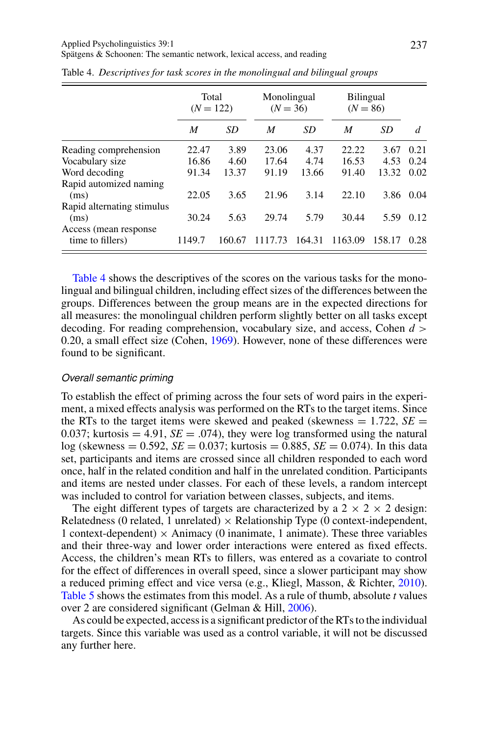Table 4. *Descriptives for task scores in the monolingual and bilingual groups*

| | Total ($N = 122$) | | Monolingual ($N = 36$) | | Bilingual ($N = 86$) | | |
|---|---|---|---|---|---|---|---|
| | *M* | *SD* | *M* | *SD* | *M* | *SD* | *d* |
| Reading comprehension | 22.47 | 3.89 | 23.06 | 4.37 | 22.22 | 3.67 | 0.21 |
| Vocabulary size | 16.86 | 4.60 | 17.64 | 4.74 | 16.53 | 4.53 | 0.24 |
| Word decoding | 91.34 | 13.37 | 91.19 | 13.66 | 91.40 | 13.32 | 0.02 |
| Rapid automized naming (ms) | 22.05 | 3.65 | 21.96 | 3.14 | 22.10 | 3.86 | 0.04 |
| Rapid alternating stimulus (ms) | 30.24 | 5.63 | 29.74 | 5.79 | 30.44 | 5.59 | 0.12 |
| Access (mean response time to fillers) | 1149.7 | 160.67 | 1117.73 | 164.31 | 1163.09 | 158.17 | 0.28 |

Table 4 shows the descriptives of the scores on the various tasks for the monolingual and bilingual children, including effect sizes of the differences between the groups. Differences between the group means are in the expected directions for all measures: the monolingual children perform slightly better on all tasks except decoding. For reading comprehension, vocabulary size, and access, Cohen $d > 0.20$, a small effect size (Cohen, 1969). However, none of these differences were found to be significant.

### *Overall semantic priming*

To establish the effect of priming across the four sets of word pairs in the experiment, a mixed effects analysis was performed on the RTs to the target items. Since the RTs to the target items were skewed and peaked (skewness = 1.722, $SE$ = 0.037; kurtosis = 4.91, $SE$ = .074), they were log transformed using the natural log (skewness = 0.592, $SE$ = 0.037; kurtosis = 0.885, $SE$ = 0.074). In this data set, participants and items are crossed since all children responded to each word once, half in the related condition and half in the unrelated condition. Participants and items are nested under classes. For each of these levels, a random intercept was included to control for variation between classes, subjects, and items.

The eight different types of targets are characterized by a $2 \times 2 \times 2$ design: Relatedness (0 related, 1 unrelated) $\times$ Relationship Type (0 context-independent, 1 context-dependent) $\times$ Animacy (0 inanimate, 1 animate). These three variables and their three-way and lower order interactions were entered as fixed effects. Access, the children's mean RTs to fillers, was entered as a covariate to control for the effect of differences in overall speed, since a slower participant may show a reduced priming effect and vice versa (e.g., Kliegl, Masson, & Richter, 2010). Table 5 shows the estimates from this model. As a rule of thumb, absolute $t$ values over 2 are considered significant (Gelman & Hill, 2006).

As could be expected, access is a significant predictor of the RTs to the individual targets. Since this variable was used as a control variable, it will not be discussed any further here.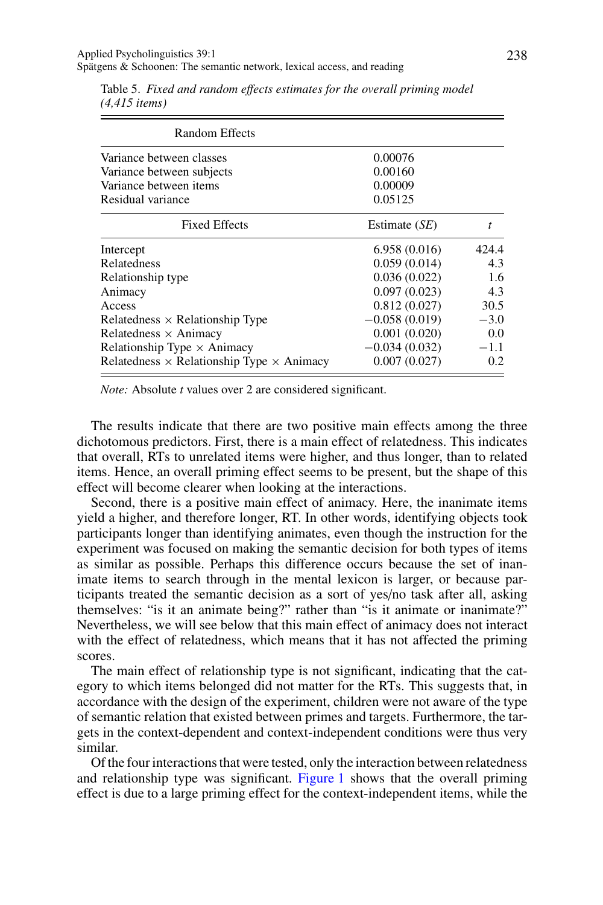Table 5. *Fixed and random effects estimates for the overall priming model (4,415 items)*

| Random Effects | | |
|---|---|---|
| Variance between classes | 0.00076 | |
| Variance between subjects | 0.00160 | |
| Variance between items | 0.00009 | |
| Residual variance | 0.05125 | |
| **Fixed Effects** | **Estimate (*SE*)** | ***t*** |
| Intercept | 6.958 (0.016) | 424.4 |
| Relatedness | 0.059 (0.014) | 4.3 |
| Relationship type | 0.036 (0.022) | 1.6 |
| Animacy | 0.097 (0.023) | 4.3 |
| Access | 0.812 (0.027) | 30.5 |
| Relatedness × Relationship Type | −0.058 (0.019) | −3.0 |
| Relatedness × Animacy | 0.001 (0.020) | 0.0 |
| Relationship Type × Animacy | −0.034 (0.032) | −1.1 |
| Relatedness × Relationship Type × Animacy | 0.007 (0.027) | 0.2 |

*Note:* Absolute *t* values over 2 are considered significant.

The results indicate that there are two positive main effects among the three dichotomous predictors. First, there is a main effect of relatedness. This indicates that overall, RTs to unrelated items were higher, and thus longer, than to related items. Hence, an overall priming effect seems to be present, but the shape of this effect will become clearer when looking at the interactions.

Second, there is a positive main effect of animacy. Here, the inanimate items yield a higher, and therefore longer, RT. In other words, identifying objects took participants longer than identifying animates, even though the instruction for the experiment was focused on making the semantic decision for both types of items as similar as possible. Perhaps this difference occurs because the set of inanimate items to search through in the mental lexicon is larger, or because participants treated the semantic decision as a sort of yes/no task after all, asking themselves: "is it an animate being?" rather than "is it animate or inanimate?" Nevertheless, we will see below that this main effect of animacy does not interact with the effect of relatedness, which means that it has not affected the priming scores.

The main effect of relationship type is not significant, indicating that the category to which items belonged did not matter for the RTs. This suggests that, in accordance with the design of the experiment, children were not aware of the type of semantic relation that existed between primes and targets. Furthermore, the targets in the context-dependent and context-independent conditions were thus very similar.

Of the four interactions that were tested, only the interaction between relatedness and relationship type was significant. Figure 1 shows that the overall priming effect is due to a large priming effect for the context-independent items, while the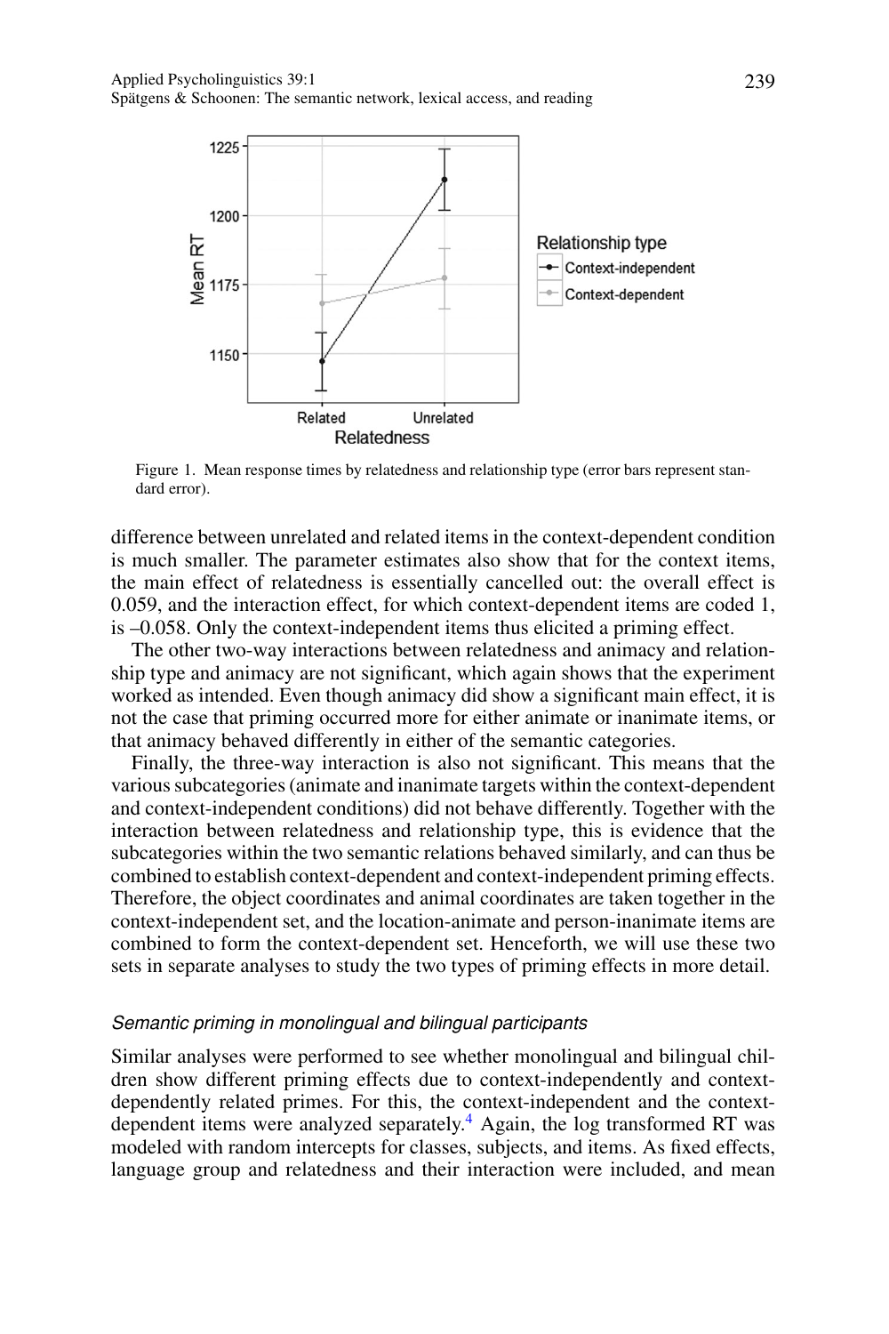Figure 1. Mean response times by relatedness and relationship type (error bars represent standard error).

difference between unrelated and related items in the context-dependent condition is much smaller. The parameter estimates also show that for the context items, the main effect of relatedness is essentially cancelled out: the overall effect is 0.059, and the interaction effect, for which context-dependent items are coded 1, is –0.058. Only the context-independent items thus elicited a priming effect.

The other two-way interactions between relatedness and animacy and relationship type and animacy are not significant, which again shows that the experiment worked as intended. Even though animacy did show a significant main effect, it is not the case that priming occurred more for either animate or inanimate items, or that animacy behaved differently in either of the semantic categories.

Finally, the three-way interaction is also not significant. This means that the various subcategories (animate and inanimate targets within the context-dependent and context-independent conditions) did not behave differently. Together with the interaction between relatedness and relationship type, this is evidence that the subcategories within the two semantic relations behaved similarly, and can thus be combined to establish context-dependent and context-independent priming effects. Therefore, the object coordinates and animal coordinates are taken together in the context-independent set, and the location-animate and person-inanimate items are combined to form the context-dependent set. Henceforth, we will use these two sets in separate analyses to study the two types of priming effects in more detail.

### *Semantic priming in monolingual and bilingual participants*

Similar analyses were performed to see whether monolingual and bilingual children show different priming effects due to context-independently and context-dependently related primes. For this, the context-independent and the context-dependent items were analyzed separately.[4] Again, the log transformed RT was modeled with random intercepts for classes, subjects, and items. As fixed effects, language group and relatedness and their interaction were included, and mean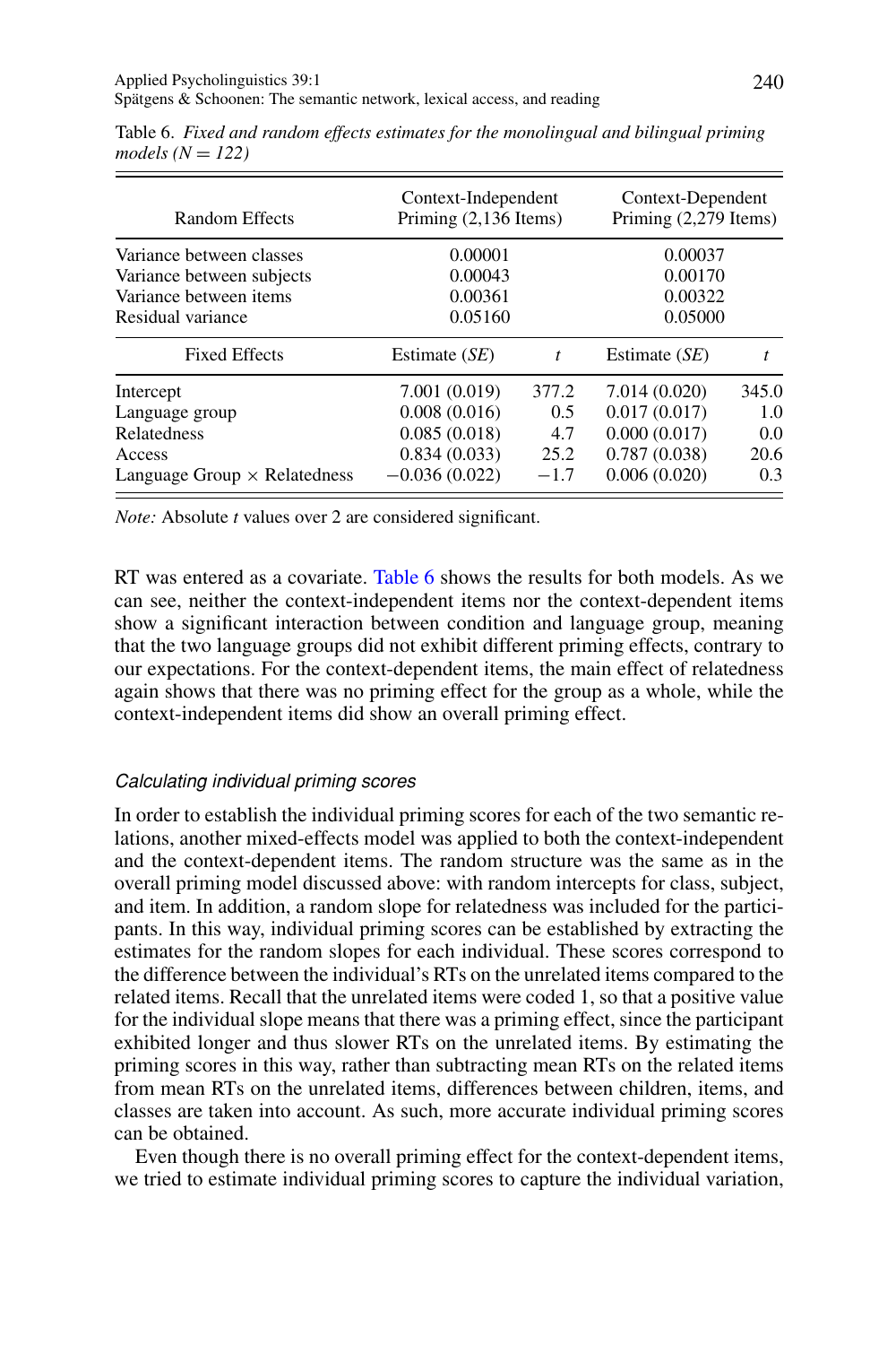Table 6. *Fixed and random effects estimates for the monolingual and bilingual priming models (N = 122)*

| Random Effects | Context-Independent Priming (2,136 Items) | | Context-Dependent Priming (2,279 Items) | |
|---|---|---|---|---|
| Variance between classes | 0.00001 | | 0.00037 | |
| Variance between subjects | 0.00043 | | 0.00170 | |
| Variance between items | 0.00361 | | 0.00322 | |
| Residual variance | 0.05160 | | 0.05000 | |
| **Fixed Effects** | Estimate (*SE*) | *t* | Estimate (*SE*) | *t* |
| Intercept | 7.001 (0.019) | 377.2 | 7.014 (0.020) | 345.0 |
| Language group | 0.008 (0.016) | 0.5 | 0.017 (0.017) | 1.0 |
| Relatedness | 0.085 (0.018) | 4.7 | 0.000 (0.017) | 0.0 |
| Access | 0.834 (0.033) | 25.2 | 0.787 (0.038) | 20.6 |
| Language Group × Relatedness | −0.036 (0.022) | −1.7 | 0.006 (0.020) | 0.3 |

*Note:* Absolute *t* values over 2 are considered significant.

RT was entered as a covariate. Table 6 shows the results for both models. As we can see, neither the context-independent items nor the context-dependent items show a significant interaction between condition and language group, meaning that the two language groups did not exhibit different priming effects, contrary to our expectations. For the context-dependent items, the main effect of relatedness again shows that there was no priming effect for the group as a whole, while the context-independent items did show an overall priming effect.

### *Calculating individual priming scores*

In order to establish the individual priming scores for each of the two semantic relations, another mixed-effects model was applied to both the context-independent and the context-dependent items. The random structure was the same as in the overall priming model discussed above: with random intercepts for class, subject, and item. In addition, a random slope for relatedness was included for the participants. In this way, individual priming scores can be established by extracting the estimates for the random slopes for each individual. These scores correspond to the difference between the individual's RTs on the unrelated items compared to the related items. Recall that the unrelated items were coded 1, so that a positive value for the individual slope means that there was a priming effect, since the participant exhibited longer and thus slower RTs on the unrelated items. By estimating the priming scores in this way, rather than subtracting mean RTs on the related items from mean RTs on the unrelated items, differences between children, items, and classes are taken into account. As such, more accurate individual priming scores can be obtained.

Even though there is no overall priming effect for the context-dependent items, we tried to estimate individual priming scores to capture the individual variation,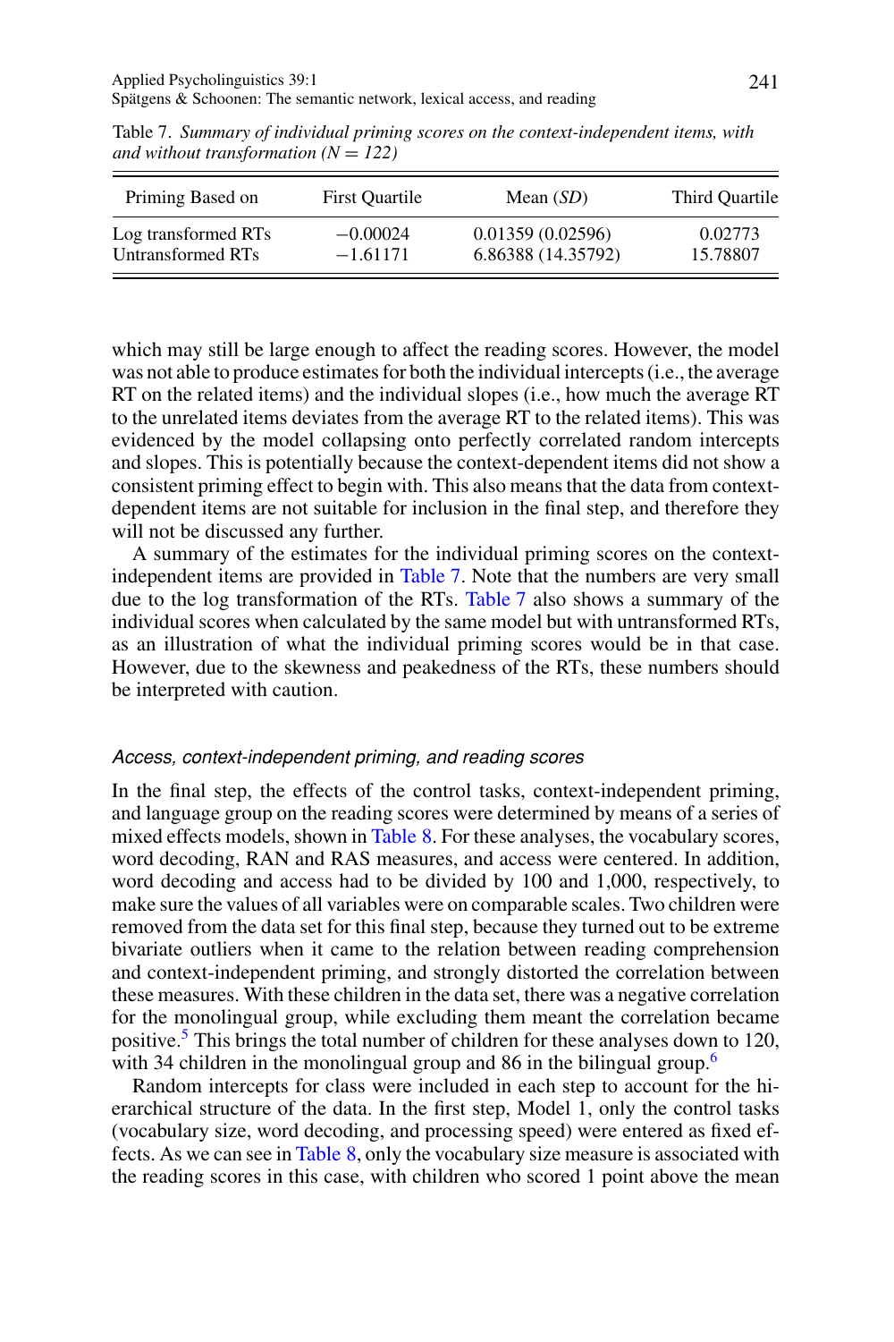Table 7. *Summary of individual priming scores on the context-independent items, with and without transformation (N = 122)*

| Priming Based on | First Quartile | Mean (*SD*) | Third Quartile |
|---|---|---|---|
| Log transformed RTs | −0.00024 | 0.01359 (0.02596) | 0.02773 |
| Untransformed RTs | −1.61171 | 6.86388 (14.35792) | 15.78807 |

which may still be large enough to affect the reading scores. However, the model was not able to produce estimates for both the individual intercepts (i.e., the average RT on the related items) and the individual slopes (i.e., how much the average RT to the unrelated items deviates from the average RT to the related items). This was evidenced by the model collapsing onto perfectly correlated random intercepts and slopes. This is potentially because the context-dependent items did not show a consistent priming effect to begin with. This also means that the data from context-dependent items are not suitable for inclusion in the final step, and therefore they will not be discussed any further.

A summary of the estimates for the individual priming scores on the context-independent items are provided in Table 7. Note that the numbers are very small due to the log transformation of the RTs. Table 7 also shows a summary of the individual scores when calculated by the same model but with untransformed RTs, as an illustration of what the individual priming scores would be in that case. However, due to the skewness and peakedness of the RTs, these numbers should be interpreted with caution.

#### *Access, context-independent priming, and reading scores*

In the final step, the effects of the control tasks, context-independent priming, and language group on the reading scores were determined by means of a series of mixed effects models, shown in Table 8. For these analyses, the vocabulary scores, word decoding, RAN and RAS measures, and access were centered. In addition, word decoding and access had to be divided by 100 and 1,000, respectively, to make sure the values of all variables were on comparable scales. Two children were removed from the data set for this final step, because they turned out to be extreme bivariate outliers when it came to the relation between reading comprehension and context-independent priming, and strongly distorted the correlation between these measures. With these children in the data set, there was a negative correlation for the monolingual group, while excluding them meant the correlation became positive.[5] This brings the total number of children for these analyses down to 120, with 34 children in the monolingual group and 86 in the bilingual group.[6]

Random intercepts for class were included in each step to account for the hierarchical structure of the data. In the first step, Model 1, only the control tasks (vocabulary size, word decoding, and processing speed) were entered as fixed effects. As we can see in Table 8, only the vocabulary size measure is associated with the reading scores in this case, with children who scored 1 point above the mean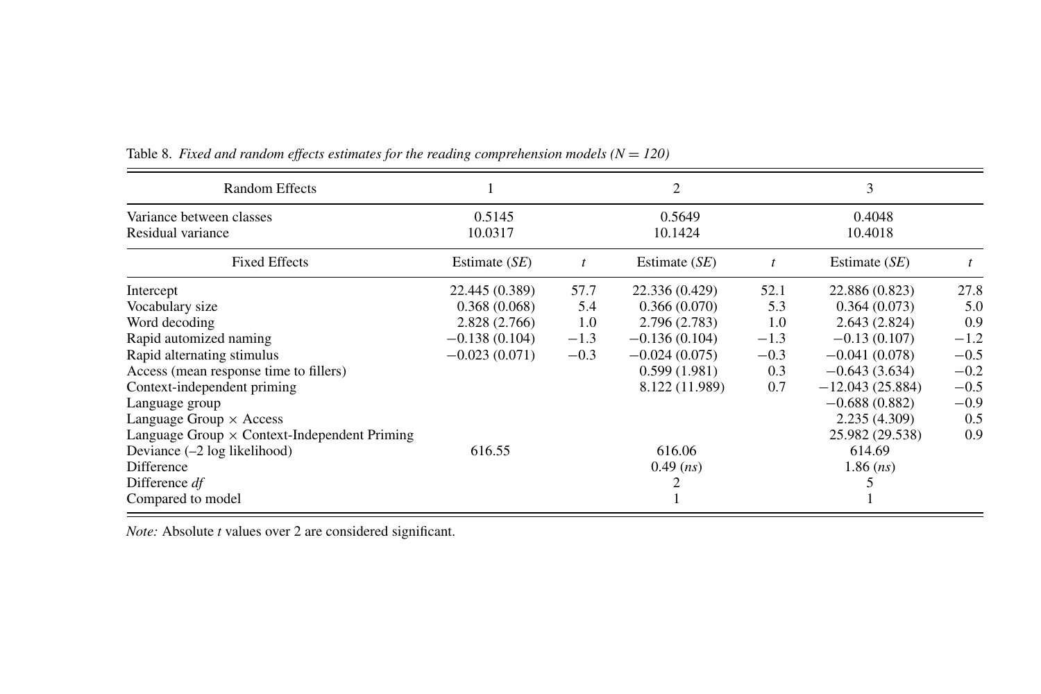Table 8. *Fixed and random effects estimates for the reading comprehension models (N = 120)*

| Random Effects | 1 | | 2 | | 3 | |
|---|---|---|---|---|---|---|
| Variance between classes | 0.5145 | | 0.5649 | | 0.4048 | |
| Residual variance | 10.0317 | | 10.1424 | | 10.4018 | |
| **Fixed Effects** | **Estimate (*SE*)** | ***t*** | **Estimate (*SE*)** | ***t*** | **Estimate (*SE*)** | ***t*** |
| Intercept | 22.445 (0.389) | 57.7 | 22.336 (0.429) | 52.1 | 22.886 (0.823) | 27.8 |
| Vocabulary size | 0.368 (0.068) | 5.4 | 0.366 (0.070) | 5.3 | 0.364 (0.073) | 5.0 |
| Word decoding | 2.828 (2.766) | 1.0 | 2.796 (2.783) | 1.0 | 2.643 (2.824) | 0.9 |
| Rapid automized naming | −0.138 (0.104) | −1.3 | −0.136 (0.104) | −1.3 | −0.13 (0.107) | −1.2 |
| Rapid alternating stimulus | −0.023 (0.071) | −0.3 | −0.024 (0.075) | −0.3 | −0.041 (0.078) | −0.5 |
| Access (mean response time to fillers) | | | 0.599 (1.981) | 0.3 | −0.643 (3.634) | −0.2 |
| Context-independent priming | | | 8.122 (11.989) | 0.7 | −12.043 (25.884) | −0.5 |
| Language group | | | | | −0.688 (0.882) | −0.9 |
| Language Group × Access | | | | | 2.235 (4.309) | 0.5 |
| Language Group × Context-Independent Priming | | | | | 25.982 (29.538) | 0.9 |
| Deviance (–2 log likelihood) | 616.55 | | 616.06 | | 614.69 | |
| Difference | | | 0.49 (*ns*) | | 1.86 (*ns*) | |
| Difference *df* | | | 2 | | 5 | |
| Compared to model | | | 1 | | 1 | |

*Note:* Absolute *t* values over 2 are considered significant.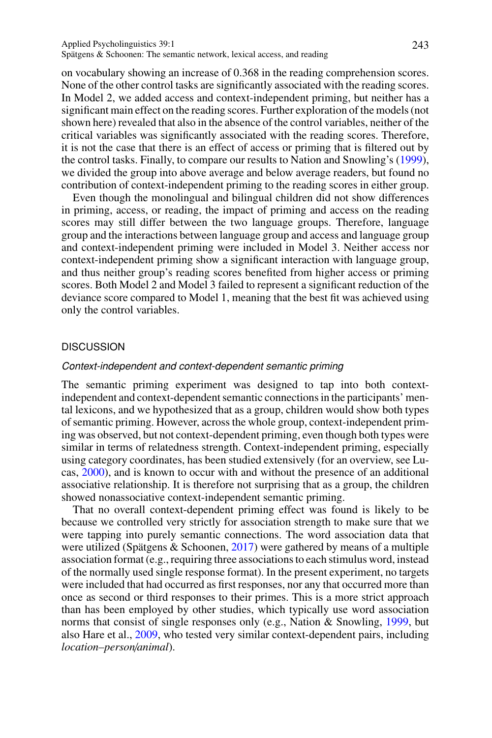on vocabulary showing an increase of 0.368 in the reading comprehension scores. None of the other control tasks are significantly associated with the reading scores. In Model 2, we added access and context-independent priming, but neither has a significant main effect on the reading scores. Further exploration of the models (not shown here) revealed that also in the absence of the control variables, neither of the critical variables was significantly associated with the reading scores. Therefore, it is not the case that there is an effect of access or priming that is filtered out by the control tasks. Finally, to compare our results to Nation and Snowling's (1999), we divided the group into above average and below average readers, but found no contribution of context-independent priming to the reading scores in either group.

Even though the monolingual and bilingual children did not show differences in priming, access, or reading, the impact of priming and access on the reading scores may still differ between the two language groups. Therefore, language group and the interactions between language group and access and language group and context-independent priming were included in Model 3. Neither access nor context-independent priming show a significant interaction with language group, and thus neither group's reading scores benefited from higher access or priming scores. Both Model 2 and Model 3 failed to represent a significant reduction of the deviance score compared to Model 1, meaning that the best fit was achieved using only the control variables.

## DISCUSSION

### *Context-independent and context-dependent semantic priming*

The semantic priming experiment was designed to tap into both context-independent and context-dependent semantic connections in the participants' mental lexicons, and we hypothesized that as a group, children would show both types of semantic priming. However, across the whole group, context-independent priming was observed, but not context-dependent priming, even though both types were similar in terms of relatedness strength. Context-independent priming, especially using category coordinates, has been studied extensively (for an overview, see Lucas, 2000), and is known to occur with and without the presence of an additional associative relationship. It is therefore not surprising that as a group, the children showed nonassociative context-independent semantic priming.

That no overall context-dependent priming effect was found is likely to be because we controlled very strictly for association strength to make sure that we were tapping into purely semantic connections. The word association data that were utilized (Spätgens & Schoonen, 2017) were gathered by means of a multiple association format (e.g., requiring three associations to each stimulus word, instead of the normally used single response format). In the present experiment, no targets were included that had occurred as first responses, nor any that occurred more than once as second or third responses to their primes. This is a more strict approach than has been employed by other studies, which typically use word association norms that consist of single responses only (e.g., Nation & Snowling, 1999, but also Hare et al., 2009, who tested very similar context-dependent pairs, including *location–person/animal*).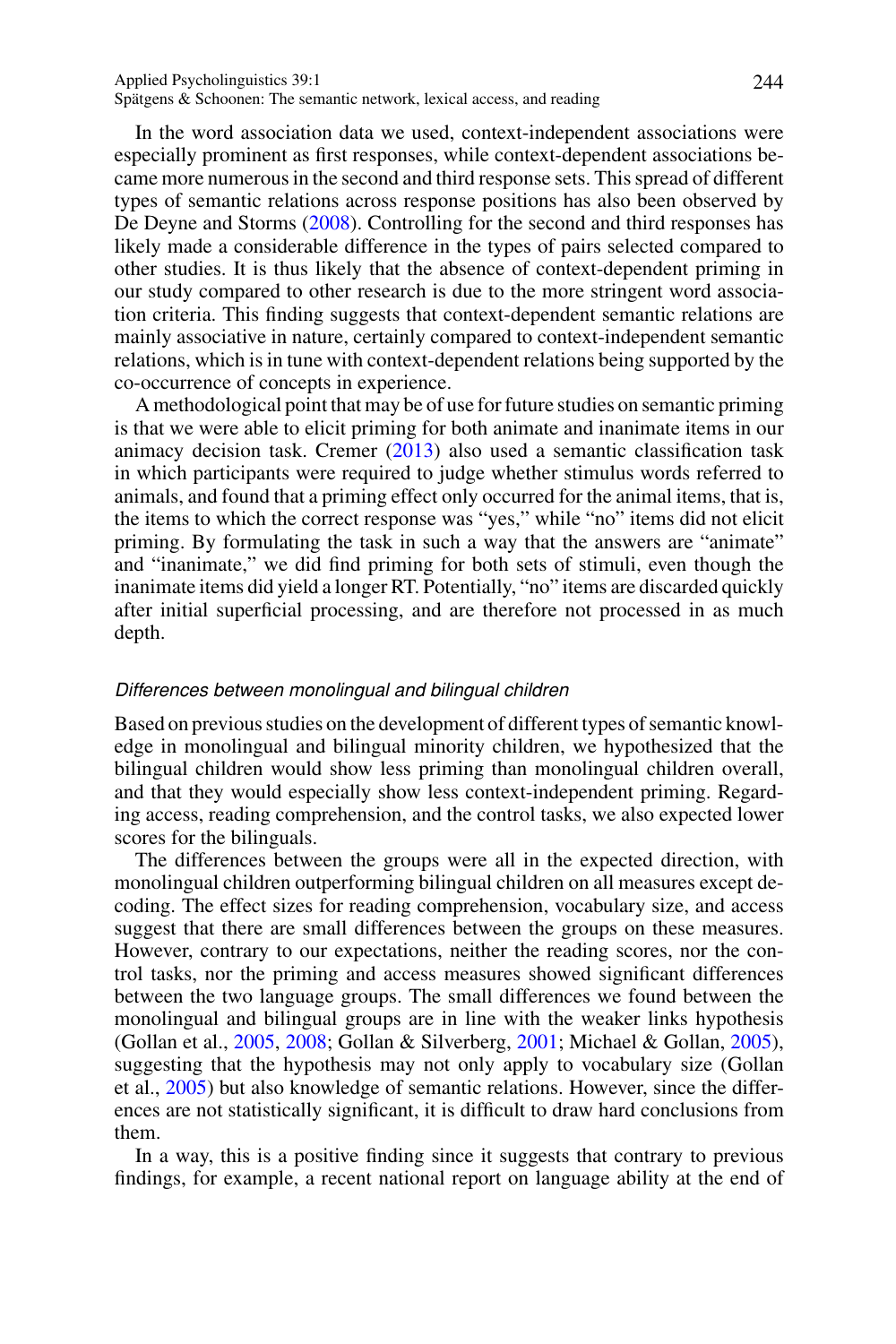In the word association data we used, context-independent associations were especially prominent as first responses, while context-dependent associations became more numerous in the second and third response sets. This spread of different types of semantic relations across response positions has also been observed by De Deyne and Storms (2008). Controlling for the second and third responses has likely made a considerable difference in the types of pairs selected compared to other studies. It is thus likely that the absence of context-dependent priming in our study compared to other research is due to the more stringent word association criteria. This finding suggests that context-dependent semantic relations are mainly associative in nature, certainly compared to context-independent semantic relations, which is in tune with context-dependent relations being supported by the co-occurrence of concepts in experience.

A methodological point that may be of use for future studies on semantic priming is that we were able to elicit priming for both animate and inanimate items in our animacy decision task. Cremer (2013) also used a semantic classification task in which participants were required to judge whether stimulus words referred to animals, and found that a priming effect only occurred for the animal items, that is, the items to which the correct response was "yes," while "no" items did not elicit priming. By formulating the task in such a way that the answers are "animate" and "inanimate," we did find priming for both sets of stimuli, even though the inanimate items did yield a longer RT. Potentially, "no" items are discarded quickly after initial superficial processing, and are therefore not processed in as much depth.

### *Differences between monolingual and bilingual children*

Based on previous studies on the development of different types of semantic knowledge in monolingual and bilingual minority children, we hypothesized that the bilingual children would show less priming than monolingual children overall, and that they would especially show less context-independent priming. Regarding access, reading comprehension, and the control tasks, we also expected lower scores for the bilinguals.

The differences between the groups were all in the expected direction, with monolingual children outperforming bilingual children on all measures except decoding. The effect sizes for reading comprehension, vocabulary size, and access suggest that there are small differences between the groups on these measures. However, contrary to our expectations, neither the reading scores, nor the control tasks, nor the priming and access measures showed significant differences between the two language groups. The small differences we found between the monolingual and bilingual groups are in line with the weaker links hypothesis (Gollan et al., 2005, 2008; Gollan & Silverberg, 2001; Michael & Gollan, 2005), suggesting that the hypothesis may not only apply to vocabulary size (Gollan et al., 2005) but also knowledge of semantic relations. However, since the differences are not statistically significant, it is difficult to draw hard conclusions from them.

In a way, this is a positive finding since it suggests that contrary to previous findings, for example, a recent national report on language ability at the end of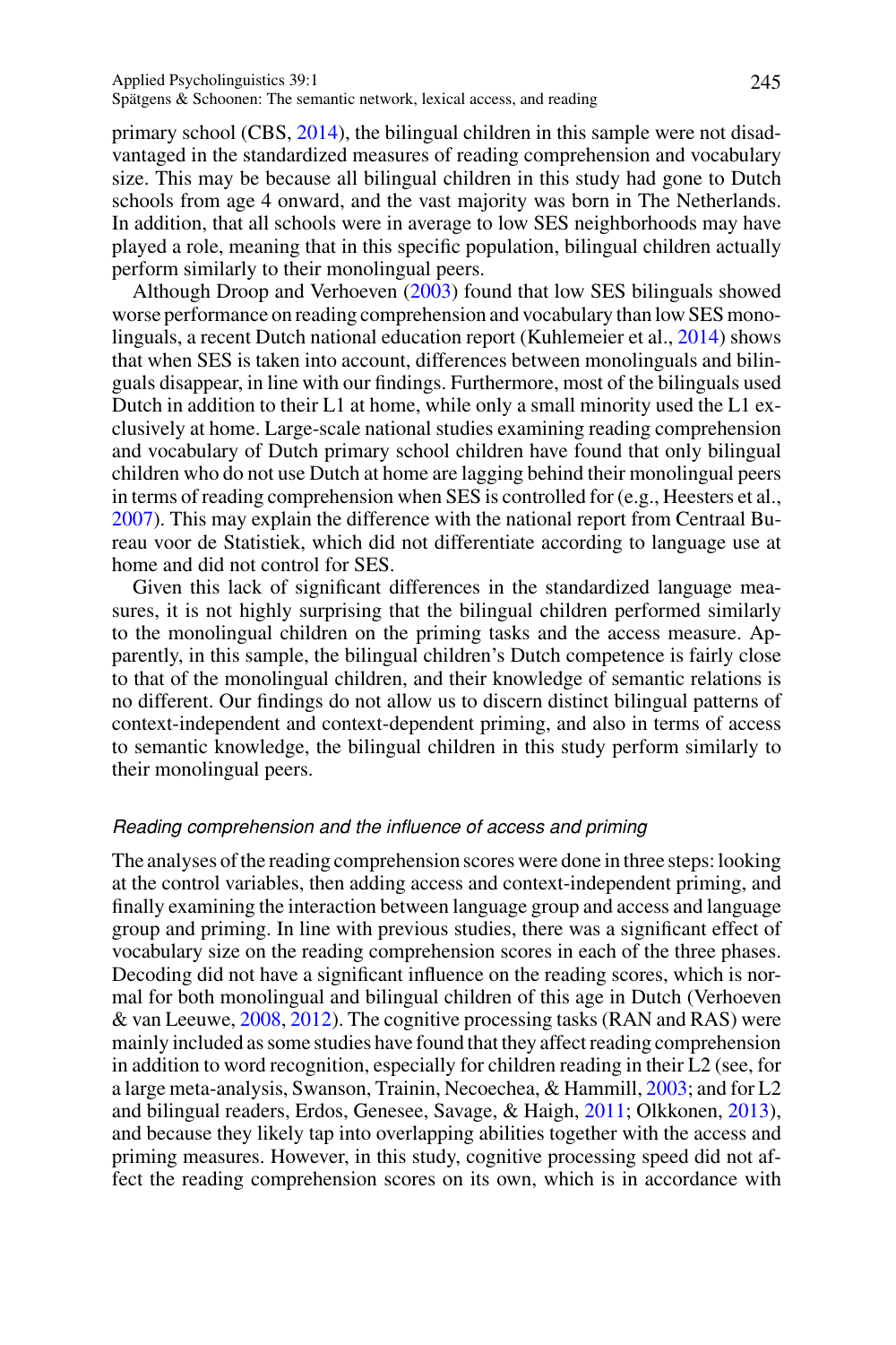primary school (CBS, 2014), the bilingual children in this sample were not disadvantaged in the standardized measures of reading comprehension and vocabulary size. This may be because all bilingual children in this study had gone to Dutch schools from age 4 onward, and the vast majority was born in The Netherlands. In addition, that all schools were in average to low SES neighborhoods may have played a role, meaning that in this specific population, bilingual children actually perform similarly to their monolingual peers.

Although Droop and Verhoeven (2003) found that low SES bilinguals showed worse performance on reading comprehension and vocabulary than low SES monolinguals, a recent Dutch national education report (Kuhlemeier et al., 2014) shows that when SES is taken into account, differences between monolinguals and bilinguals disappear, in line with our findings. Furthermore, most of the bilinguals used Dutch in addition to their L1 at home, while only a small minority used the L1 exclusively at home. Large-scale national studies examining reading comprehension and vocabulary of Dutch primary school children have found that only bilingual children who do not use Dutch at home are lagging behind their monolingual peers in terms of reading comprehension when SES is controlled for (e.g., Heesters et al., 2007). This may explain the difference with the national report from Centraal Bureau voor de Statistiek, which did not differentiate according to language use at home and did not control for SES.

Given this lack of significant differences in the standardized language measures, it is not highly surprising that the bilingual children performed similarly to the monolingual children on the priming tasks and the access measure. Apparently, in this sample, the bilingual children's Dutch competence is fairly close to that of the monolingual children, and their knowledge of semantic relations is no different. Our findings do not allow us to discern distinct bilingual patterns of context-independent and context-dependent priming, and also in terms of access to semantic knowledge, the bilingual children in this study perform similarly to their monolingual peers.

### *Reading comprehension and the influence of access and priming*

The analyses of the reading comprehension scores were done in three steps: looking at the control variables, then adding access and context-independent priming, and finally examining the interaction between language group and access and language group and priming. In line with previous studies, there was a significant effect of vocabulary size on the reading comprehension scores in each of the three phases. Decoding did not have a significant influence on the reading scores, which is normal for both monolingual and bilingual children of this age in Dutch (Verhoeven & van Leeuwe, 2008, 2012). The cognitive processing tasks (RAN and RAS) were mainly included as some studies have found that they affect reading comprehension in addition to word recognition, especially for children reading in their L2 (see, for a large meta-analysis, Swanson, Trainin, Necoechea, & Hammill, 2003; and for L2 and bilingual readers, Erdos, Genesee, Savage, & Haigh, 2011; Olkkonen, 2013), and because they likely tap into overlapping abilities together with the access and priming measures. However, in this study, cognitive processing speed did not affect the reading comprehension scores on its own, which is in accordance with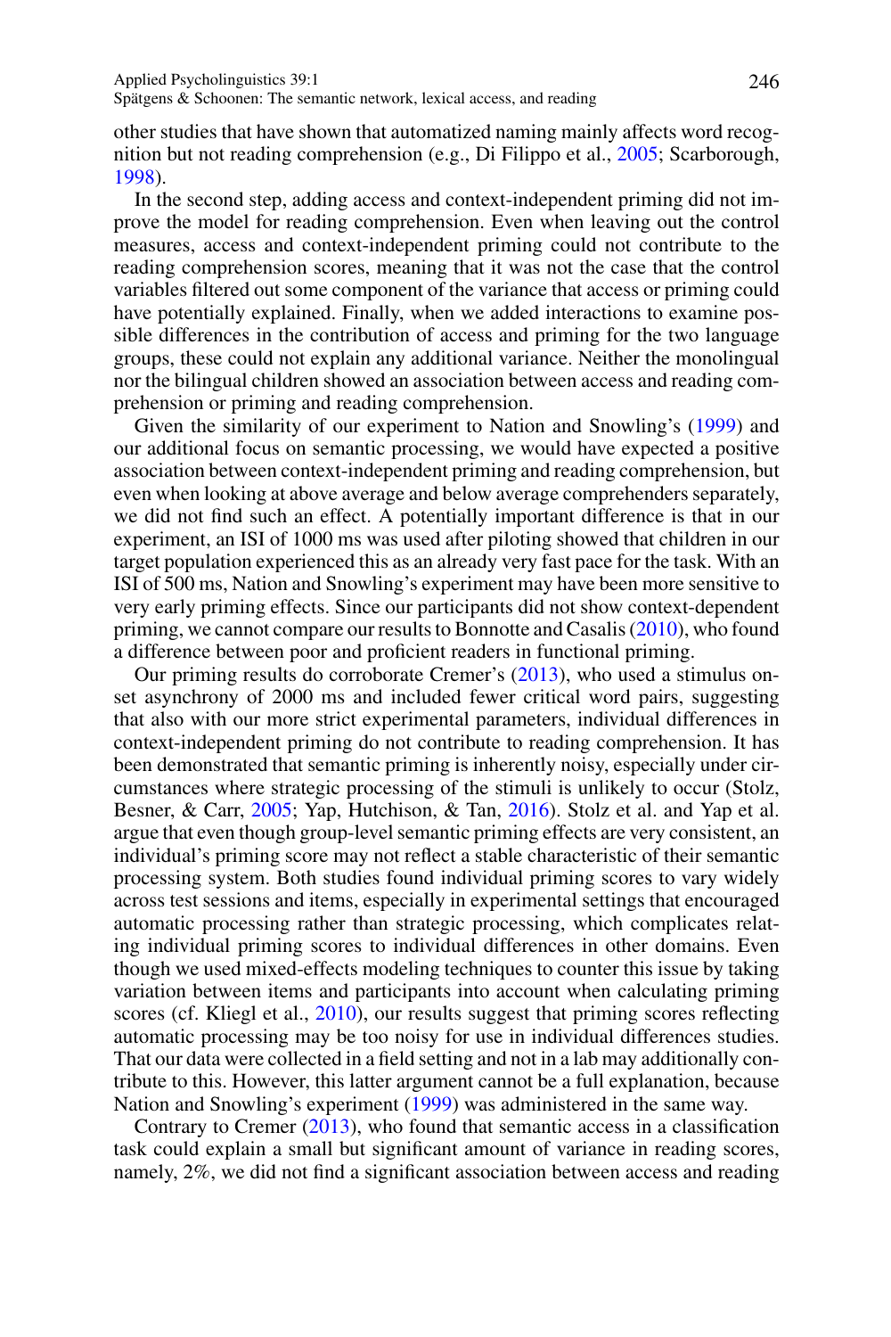other studies that have shown that automatized naming mainly affects word recognition but not reading comprehension (e.g., Di Filippo et al., 2005; Scarborough, 1998).

In the second step, adding access and context-independent priming did not improve the model for reading comprehension. Even when leaving out the control measures, access and context-independent priming could not contribute to the reading comprehension scores, meaning that it was not the case that the control variables filtered out some component of the variance that access or priming could have potentially explained. Finally, when we added interactions to examine possible differences in the contribution of access and priming for the two language groups, these could not explain any additional variance. Neither the monolingual nor the bilingual children showed an association between access and reading comprehension or priming and reading comprehension.

Given the similarity of our experiment to Nation and Snowling's (1999) and our additional focus on semantic processing, we would have expected a positive association between context-independent priming and reading comprehension, but even when looking at above average and below average comprehenders separately, we did not find such an effect. A potentially important difference is that in our experiment, an ISI of 1000 ms was used after piloting showed that children in our target population experienced this as an already very fast pace for the task. With an ISI of 500 ms, Nation and Snowling's experiment may have been more sensitive to very early priming effects. Since our participants did not show context-dependent priming, we cannot compare our results to Bonnotte and Casalis (2010), who found a difference between poor and proficient readers in functional priming.

Our priming results do corroborate Cremer's (2013), who used a stimulus onset asynchrony of 2000 ms and included fewer critical word pairs, suggesting that also with our more strict experimental parameters, individual differences in context-independent priming do not contribute to reading comprehension. It has been demonstrated that semantic priming is inherently noisy, especially under circumstances where strategic processing of the stimuli is unlikely to occur (Stolz, Besner, & Carr, 2005; Yap, Hutchison, & Tan, 2016). Stolz et al. and Yap et al. argue that even though group-level semantic priming effects are very consistent, an individual's priming score may not reflect a stable characteristic of their semantic processing system. Both studies found individual priming scores to vary widely across test sessions and items, especially in experimental settings that encouraged automatic processing rather than strategic processing, which complicates relating individual priming scores to individual differences in other domains. Even though we used mixed-effects modeling techniques to counter this issue by taking variation between items and participants into account when calculating priming scores (cf. Kliegl et al., 2010), our results suggest that priming scores reflecting automatic processing may be too noisy for use in individual differences studies. That our data were collected in a field setting and not in a lab may additionally contribute to this. However, this latter argument cannot be a full explanation, because Nation and Snowling's experiment (1999) was administered in the same way.

Contrary to Cremer (2013), who found that semantic access in a classification task could explain a small but significant amount of variance in reading scores, namely, 2%, we did not find a significant association between access and reading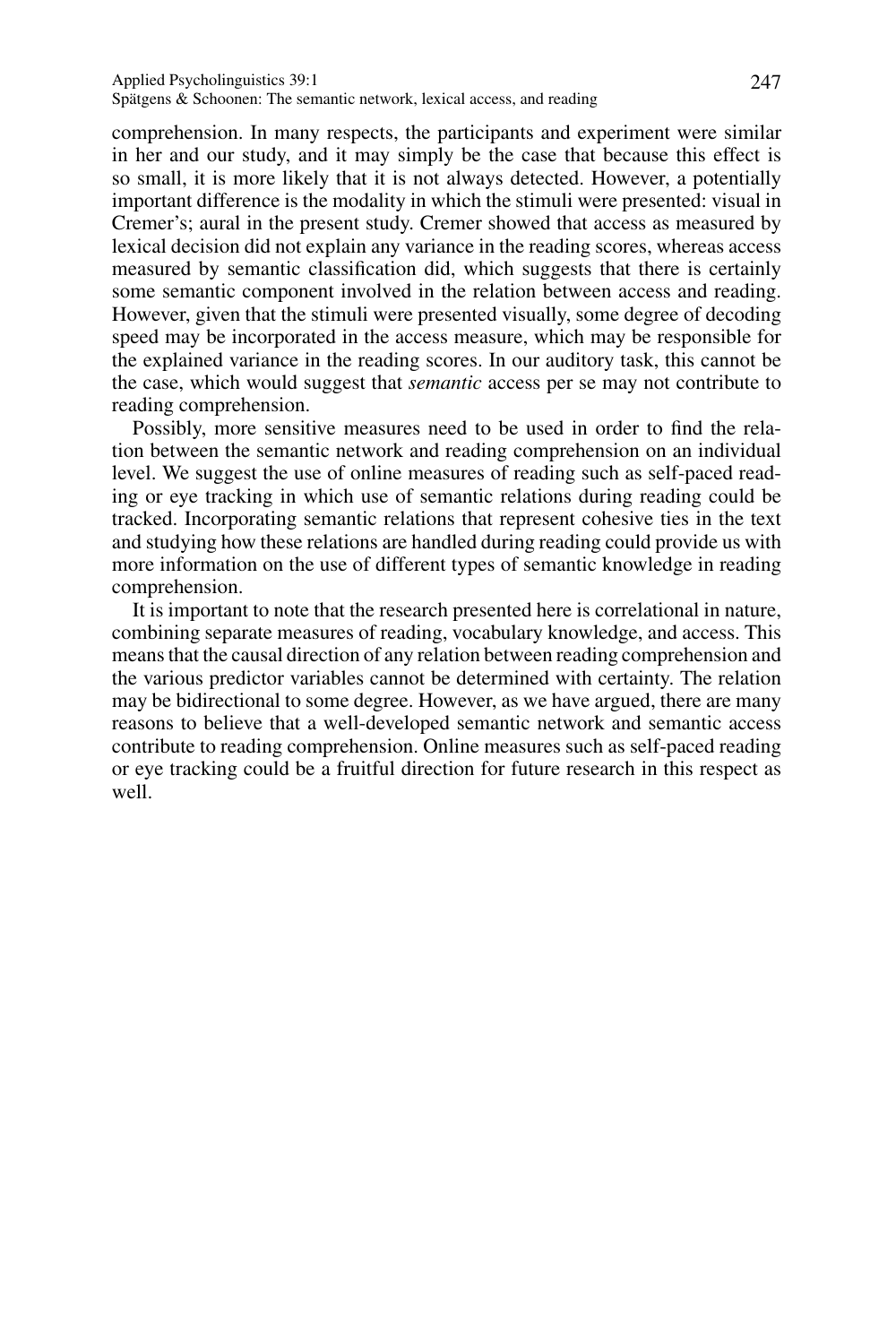comprehension. In many respects, the participants and experiment were similar in her and our study, and it may simply be the case that because this effect is so small, it is more likely that it is not always detected. However, a potentially important difference is the modality in which the stimuli were presented: visual in Cremer's; aural in the present study. Cremer showed that access as measured by lexical decision did not explain any variance in the reading scores, whereas access measured by semantic classification did, which suggests that there is certainly some semantic component involved in the relation between access and reading. However, given that the stimuli were presented visually, some degree of decoding speed may be incorporated in the access measure, which may be responsible for the explained variance in the reading scores. In our auditory task, this cannot be the case, which would suggest that *semantic* access per se may not contribute to reading comprehension.

Possibly, more sensitive measures need to be used in order to find the relation between the semantic network and reading comprehension on an individual level. We suggest the use of online measures of reading such as self-paced reading or eye tracking in which use of semantic relations during reading could be tracked. Incorporating semantic relations that represent cohesive ties in the text and studying how these relations are handled during reading could provide us with more information on the use of different types of semantic knowledge in reading comprehension.

It is important to note that the research presented here is correlational in nature, combining separate measures of reading, vocabulary knowledge, and access. This means that the causal direction of any relation between reading comprehension and the various predictor variables cannot be determined with certainty. The relation may be bidirectional to some degree. However, as we have argued, there are many reasons to believe that a well-developed semantic network and semantic access contribute to reading comprehension. Online measures such as self-paced reading or eye tracking could be a fruitful direction for future research in this respect as well.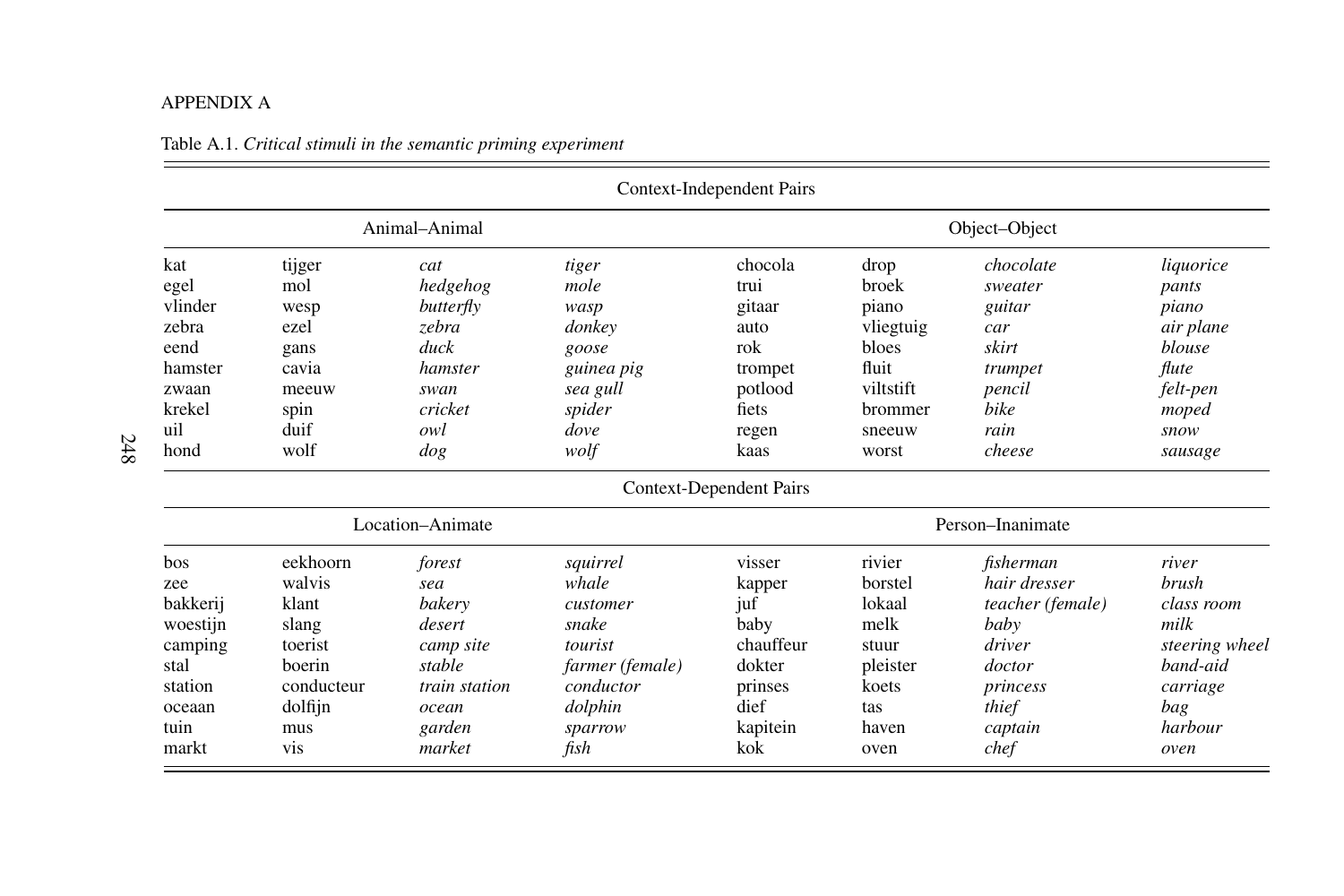## APPENDIX A

Table A.1. *Critical stimuli in the semantic priming experiment*

| Context-Independent Pairs | | | | | | | |
|---|---|---|---|---|---|---|---|
| Animal–Animal | | | | Object–Object | | | |
| kat | tijger | *cat* | *tiger* | chocola | drop | *chocolate* | *liquorice* |
| egel | mol | *hedgehog* | *mole* | trui | broek | *sweater* | *pants* |
| vlinder | wesp | *butterfly* | *wasp* | gitaar | piano | *guitar* | *piano* |
| zebra | ezel | *zebra* | *donkey* | auto | vliegtuig | *car* | *air plane* |
| eend | gans | *duck* | *goose* | rok | bloes | *skirt* | *blouse* |
| hamster | cavia | *hamster* | *guinea pig* | trompet | fluit | *trumpet* | *flute* |
| zwaan | meeuw | *swan* | *sea gull* | potlood | viltstift | *pencil* | *felt-pen* |
| krekel | spin | *cricket* | *spider* | fiets | brommer | *bike* | *moped* |
| uil | duif | *owl* | *dove* | regen | sneeuw | *rain* | *snow* |
| hond | wolf | *dog* | *wolf* | kaas | worst | *cheese* | *sausage* |
| **Context-Dependent Pairs** | | | | | | | |
| Location–Animate | | | | Person–Inanimate | | | |
| bos | eekhoorn | *forest* | *squirrel* | visser | rivier | *fisherman* | *river* |
| zee | walvis | *sea* | *whale* | kapper | borstel | *hair dresser* | *brush* |
| bakkerij | klant | *bakery* | *customer* | juf | lokaal | *teacher (female)* | *class room* |
| woestijn | slang | *desert* | *snake* | baby | melk | *baby* | *milk* |
| camping | toerist | *camp site* | *tourist* | chauffeur | stuur | *driver* | *steering wheel* |
| stal | boerin | *stable* | *farmer (female)* | dokter | pleister | *doctor* | *band-aid* |
| station | conducteur | *train station* | *conductor* | prinses | koets | *princess* | *carriage* |
| oceaan | dolfijn | *ocean* | *dolphin* | dief | tas | *thief* | *bag* |
| tuin | mus | *garden* | *sparrow* | kapitein | haven | *captain* | *harbour* |
| markt | vis | *market* | *fish* | kok | oven | *chef* | *oven* |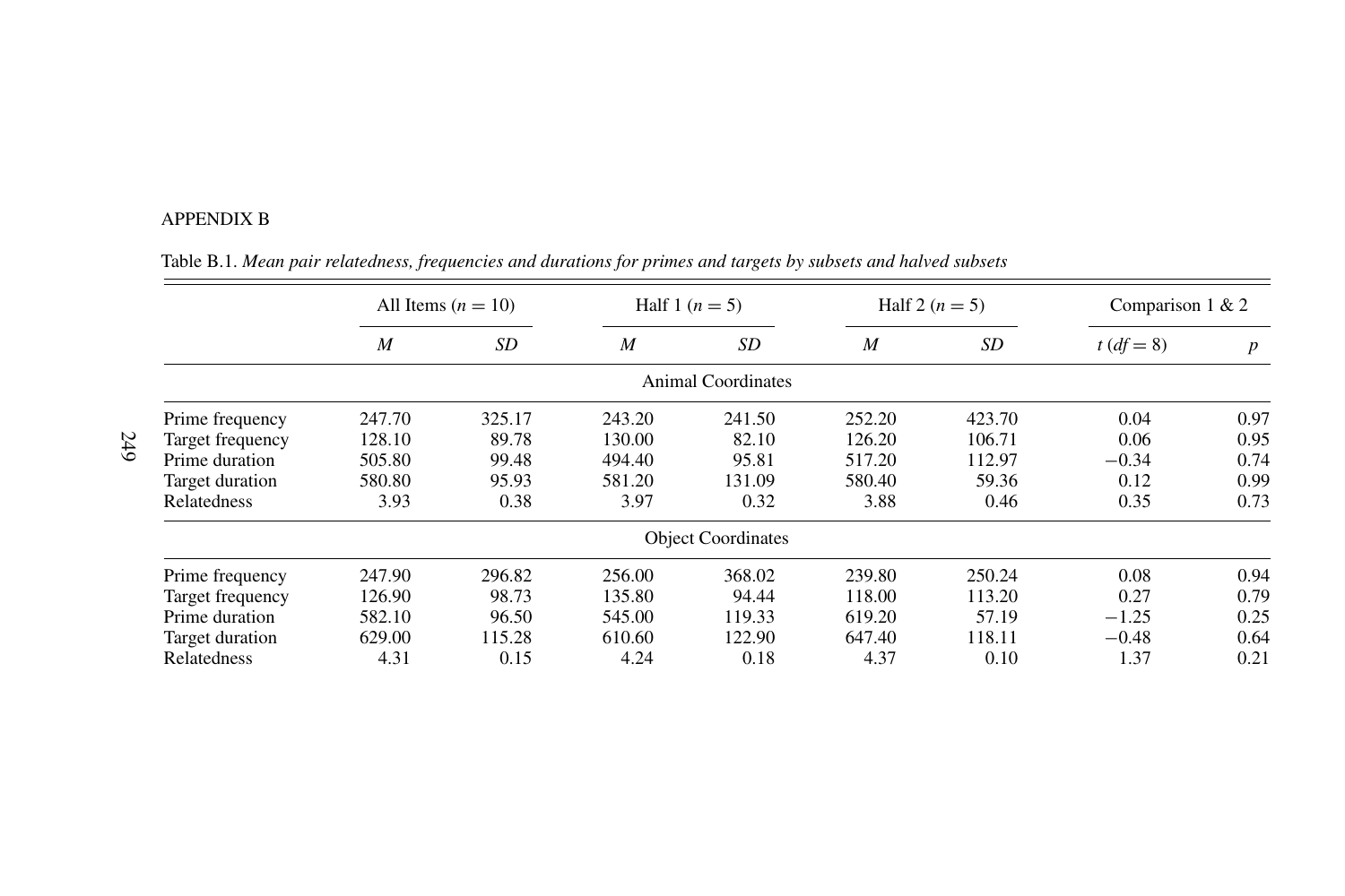## APPENDIX B

Table B.1. *Mean pair relatedness, frequencies and durations for primes and targets by subsets and halved subsets*

| | All Items ($n = 10$) | | Half 1 ($n = 5$) | | Half 2 ($n = 5$) | | Comparison 1 & 2 | |
|---|---|---|---|---|---|---|---|---|
| | *M* | *SD* | *M* | *SD* | *M* | *SD* | $t$ ($df = 8$) | $p$ |
| **Animal Coordinates** | | | | | | | | |
| Prime frequency | 247.70 | 325.17 | 243.20 | 241.50 | 252.20 | 423.70 | 0.04 | 0.97 |
| Target frequency | 128.10 | 89.78 | 130.00 | 82.10 | 126.20 | 106.71 | 0.06 | 0.95 |
| Prime duration | 505.80 | 99.48 | 494.40 | 95.81 | 517.20 | 112.97 | −0.34 | 0.74 |
| Target duration | 580.80 | 95.93 | 581.20 | 131.09 | 580.40 | 59.36 | 0.12 | 0.99 |
| Relatedness | 3.93 | 0.38 | 3.97 | 0.32 | 3.88 | 0.46 | 0.35 | 0.73 |
| **Object Coordinates** | | | | | | | | |
| Prime frequency | 247.90 | 296.82 | 256.00 | 368.02 | 239.80 | 250.24 | 0.08 | 0.94 |
| Target frequency | 126.90 | 98.73 | 135.80 | 94.44 | 118.00 | 113.20 | 0.27 | 0.79 |
| Prime duration | 582.10 | 96.50 | 545.00 | 119.33 | 619.20 | 57.19 | −1.25 | 0.25 |
| Target duration | 629.00 | 115.28 | 610.60 | 122.90 | 647.40 | 118.11 | −0.48 | 0.64 |
| Relatedness | 4.31 | 0.15 | 4.24 | 0.18 | 4.37 | 0.10 | 1.37 | 0.21 |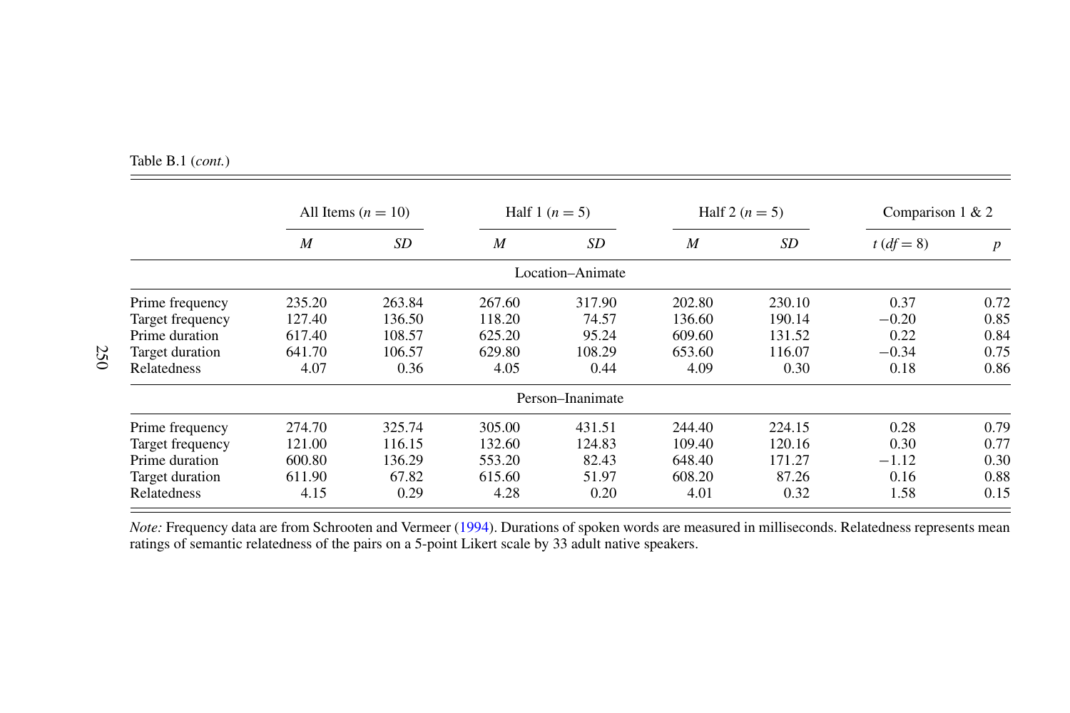Table B.1 (*cont.*)

| | All Items ($n = 10$) | | Half 1 ($n = 5$) | | Half 2 ($n = 5$) | | Comparison 1 & 2 | |
|---|---|---|---|---|---|---|---|---|
| | *M* | *SD* | *M* | *SD* | *M* | *SD* | $t$ ($df = 8$) | $p$ |
| **Location–Animate** | | | | | | | | |
| Prime frequency | 235.20 | 263.84 | 267.60 | 317.90 | 202.80 | 230.10 | 0.37 | 0.72 |
| Target frequency | 127.40 | 136.50 | 118.20 | 74.57 | 136.60 | 190.14 | −0.20 | 0.85 |
| Prime duration | 617.40 | 108.57 | 625.20 | 95.24 | 609.60 | 131.52 | 0.22 | 0.84 |
| Target duration | 641.70 | 106.57 | 629.80 | 108.29 | 653.60 | 116.07 | −0.34 | 0.75 |
| Relatedness | 4.07 | 0.36 | 4.05 | 0.44 | 4.09 | 0.30 | 0.18 | 0.86 |
| **Person–Inanimate** | | | | | | | | |
| Prime frequency | 274.70 | 325.74 | 305.00 | 431.51 | 244.40 | 224.15 | 0.28 | 0.79 |
| Target frequency | 121.00 | 116.15 | 132.60 | 124.83 | 109.40 | 120.16 | 0.30 | 0.77 |
| Prime duration | 600.80 | 136.29 | 553.20 | 82.43 | 648.40 | 171.27 | −1.12 | 0.30 |
| Target duration | 611.90 | 67.82 | 615.60 | 51.97 | 608.20 | 87.26 | 0.16 | 0.88 |
| Relatedness | 4.15 | 0.29 | 4.28 | 0.20 | 4.01 | 0.32 | 1.58 | 0.15 |

*Note:* Frequency data are from Schrooten and Vermeer (1994). Durations of spoken words are measured in milliseconds. Relatedness represents mean ratings of semantic relatedness of the pairs on a 5-point Likert scale by 33 adult native speakers.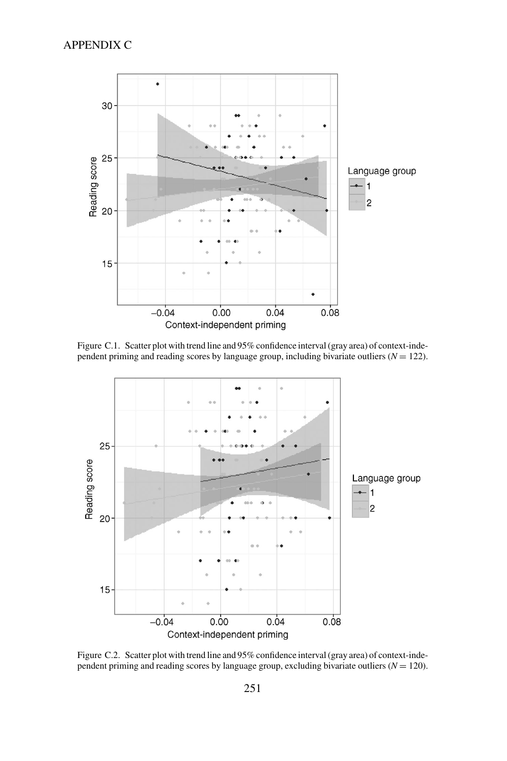# APPENDIX C

Figure C.1. Scatter plot with trend line and 95% confidence interval (gray area) of context-independent priming and reading scores by language group, including bivariate outliers ($N = 122$).

Figure C.2. Scatter plot with trend line and 95% confidence interval (gray area) of context-independent priming and reading scores by language group, excluding bivariate outliers ($N = 120$).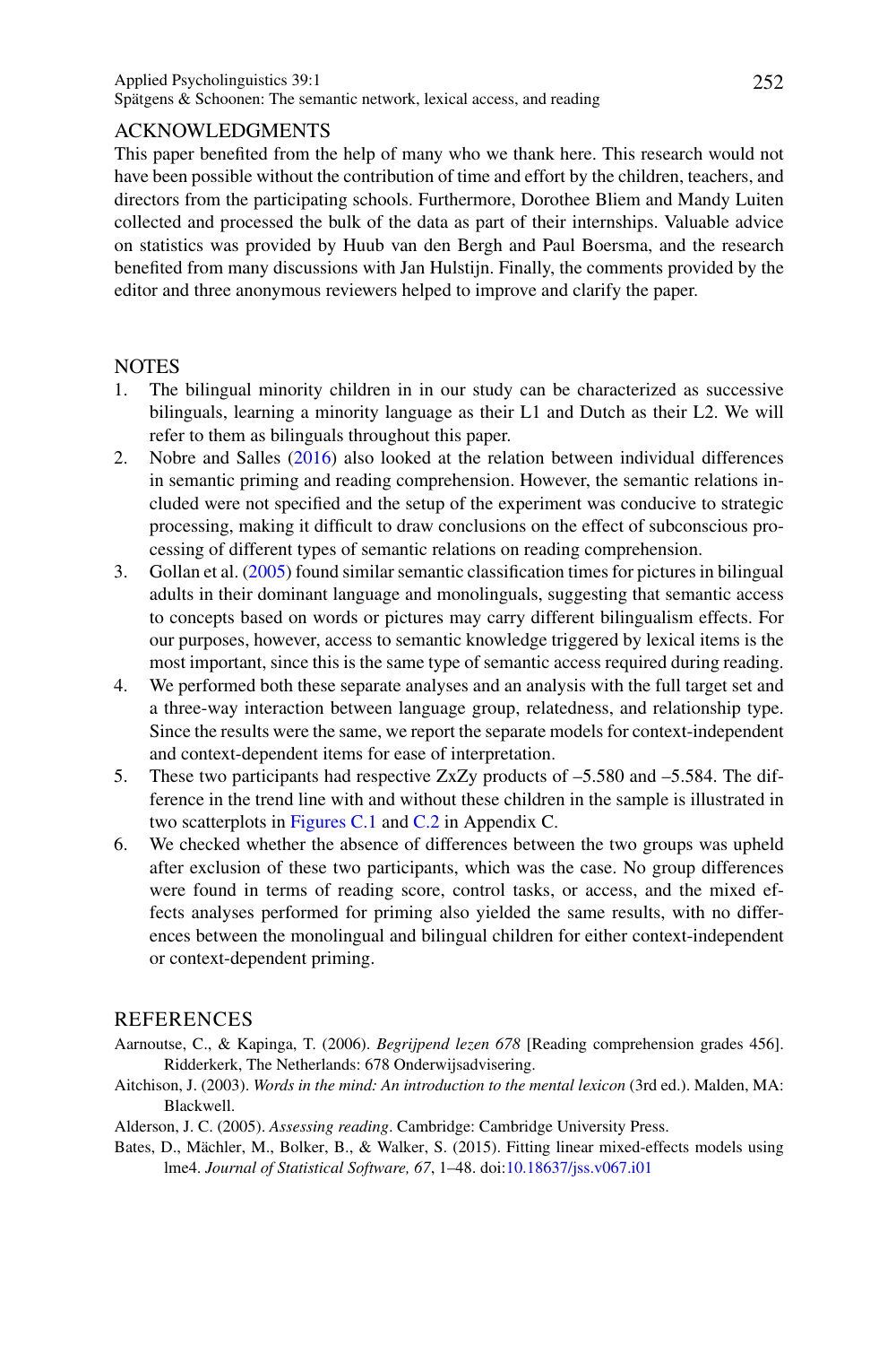## ACKNOWLEDGMENTS

This paper benefited from the help of many who we thank here. This research would not have been possible without the contribution of time and effort by the children, teachers, and directors from the participating schools. Furthermore, Dorothee Bliem and Mandy Luiten collected and processed the bulk of the data as part of their internships. Valuable advice on statistics was provided by Huub van den Bergh and Paul Boersma, and the research benefited from many discussions with Jan Hulstijn. Finally, the comments provided by the editor and three anonymous reviewers helped to improve and clarify the paper.

## NOTES

1. The bilingual minority children in in our study can be characterized as successive bilinguals, learning a minority language as their L1 and Dutch as their L2. We will refer to them as bilinguals throughout this paper.
2. Nobre and Salles (2016) also looked at the relation between individual differences in semantic priming and reading comprehension. However, the semantic relations included were not specified and the setup of the experiment was conducive to strategic processing, making it difficult to draw conclusions on the effect of subconscious processing of different types of semantic relations on reading comprehension.
3. Gollan et al. (2005) found similar semantic classification times for pictures in bilingual adults in their dominant language and monolinguals, suggesting that semantic access to concepts based on words or pictures may carry different bilingualism effects. For our purposes, however, access to semantic knowledge triggered by lexical items is the most important, since this is the same type of semantic access required during reading.
4. We performed both these separate analyses and an analysis with the full target set and a three-way interaction between language group, relatedness, and relationship type. Since the results were the same, we report the separate models for context-independent and context-dependent items for ease of interpretation.
5. These two participants had respective ZxZy products of –5.580 and –5.584. The difference in the trend line with and without these children in the sample is illustrated in two scatterplots in Figures C.1 and C.2 in Appendix C.
6. We checked whether the absence of differences between the two groups was upheld after exclusion of these two participants, which was the case. No group differences were found in terms of reading score, control tasks, or access, and the mixed effects analyses performed for priming also yielded the same results, with no differences between the monolingual and bilingual children for either context-independent or context-dependent priming.

## REFERENCES

Aarnoutse, C., & Kapinga, T. (2006). *Begrijpend lezen 678* [Reading comprehension grades 456]. Ridderkerk, The Netherlands: 678 Onderwijsadvisering.

Aitchison, J. (2003). *Words in the mind: An introduction to the mental lexicon* (3rd ed.). Malden, MA: Blackwell.

Alderson, J. C. (2005). *Assessing reading*. Cambridge: Cambridge University Press.

Bates, D., Mächler, M., Bolker, B., & Walker, S. (2015). Fitting linear mixed-effects models using lme4. *Journal of Statistical Software, 67*, 1–48. doi:10.18637/jss.v067.i01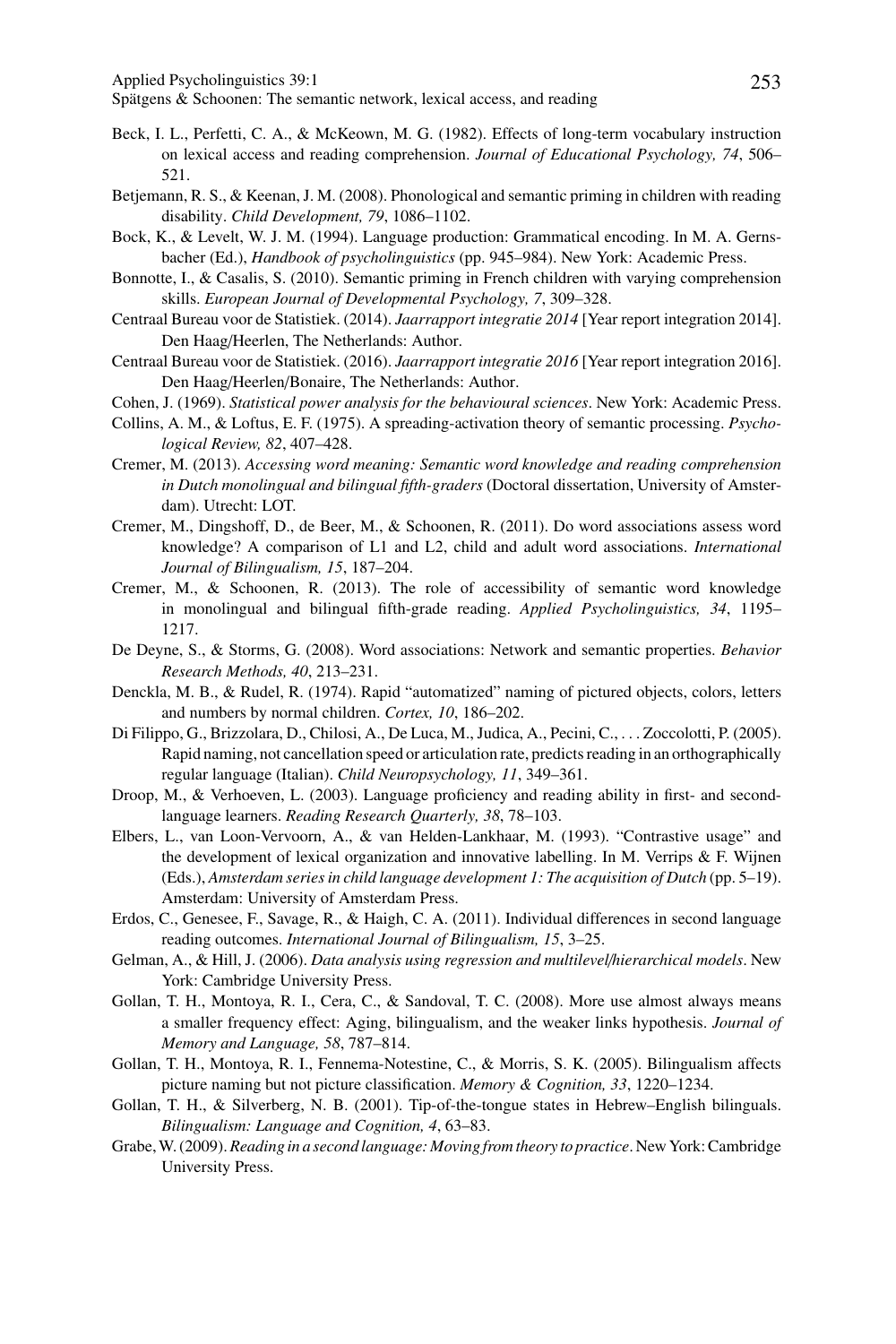Beck, I. L., Perfetti, C. A., & McKeown, M. G. (1982). Effects of long-term vocabulary instruction on lexical access and reading comprehension. *Journal of Educational Psychology, 74*, 506–521.

Betjemann, R. S., & Keenan, J. M. (2008). Phonological and semantic priming in children with reading disability. *Child Development, 79*, 1086–1102.

Bock, K., & Levelt, W. J. M. (1994). Language production: Grammatical encoding. In M. A. Gernsbacher (Ed.), *Handbook of psycholinguistics* (pp. 945–984). New York: Academic Press.

Bonnotte, I., & Casalis, S. (2010). Semantic priming in French children with varying comprehension skills. *European Journal of Developmental Psychology, 7*, 309–328.

Centraal Bureau voor de Statistiek. (2014). *Jaarrapport integratie 2014* [Year report integration 2014]. Den Haag/Heerlen, The Netherlands: Author.

Centraal Bureau voor de Statistiek. (2016). *Jaarrapport integratie 2016* [Year report integration 2016]. Den Haag/Heerlen/Bonaire, The Netherlands: Author.

Cohen, J. (1969). *Statistical power analysis for the behavioural sciences*. New York: Academic Press.

Collins, A. M., & Loftus, E. F. (1975). A spreading-activation theory of semantic processing. *Psychological Review, 82*, 407–428.

Cremer, M. (2013). *Accessing word meaning: Semantic word knowledge and reading comprehension in Dutch monolingual and bilingual fifth-graders* (Doctoral dissertation, University of Amsterdam). Utrecht: LOT.

Cremer, M., Dingshoff, D., de Beer, M., & Schoonen, R. (2011). Do word associations assess word knowledge? A comparison of L1 and L2, child and adult word associations. *International Journal of Bilingualism, 15*, 187–204.

Cremer, M., & Schoonen, R. (2013). The role of accessibility of semantic word knowledge in monolingual and bilingual fifth-grade reading. *Applied Psycholinguistics, 34*, 1195–1217.

De Deyne, S., & Storms, G. (2008). Word associations: Network and semantic properties. *Behavior Research Methods, 40*, 213–231.

Denckla, M. B., & Rudel, R. (1974). Rapid "automatized" naming of pictured objects, colors, letters and numbers by normal children. *Cortex, 10*, 186–202.

Di Filippo, G., Brizzolara, D., Chilosi, A., De Luca, M., Judica, A., Pecini, C., . . . Zoccolotti, P. (2005). Rapid naming, not cancellation speed or articulation rate, predicts reading in an orthographically regular language (Italian). *Child Neuropsychology, 11*, 349–361.

Droop, M., & Verhoeven, L. (2003). Language proficiency and reading ability in first- and second-language learners. *Reading Research Quarterly, 38*, 78–103.

Elbers, L., van Loon-Vervoorn, A., & van Helden-Lankhaar, M. (1993). "Contrastive usage" and the development of lexical organization and innovative labelling. In M. Verrips & F. Wijnen (Eds.), *Amsterdam series in child language development 1: The acquisition of Dutch* (pp. 5–19). Amsterdam: University of Amsterdam Press.

Erdos, C., Genesee, F., Savage, R., & Haigh, C. A. (2011). Individual differences in second language reading outcomes. *International Journal of Bilingualism, 15*, 3–25.

Gelman, A., & Hill, J. (2006). *Data analysis using regression and multilevel/hierarchical models*. New York: Cambridge University Press.

Gollan, T. H., Montoya, R. I., Cera, C., & Sandoval, T. C. (2008). More use almost always means a smaller frequency effect: Aging, bilingualism, and the weaker links hypothesis. *Journal of Memory and Language, 58*, 787–814.

Gollan, T. H., Montoya, R. I., Fennema-Notestine, C., & Morris, S. K. (2005). Bilingualism affects picture naming but not picture classification. *Memory & Cognition, 33*, 1220–1234.

Gollan, T. H., & Silverberg, N. B. (2001). Tip-of-the-tongue states in Hebrew–English bilinguals. *Bilingualism: Language and Cognition, 4*, 63–83.

Grabe, W. (2009). *Reading in a second language: Moving from theory to practice*. New York: Cambridge University Press.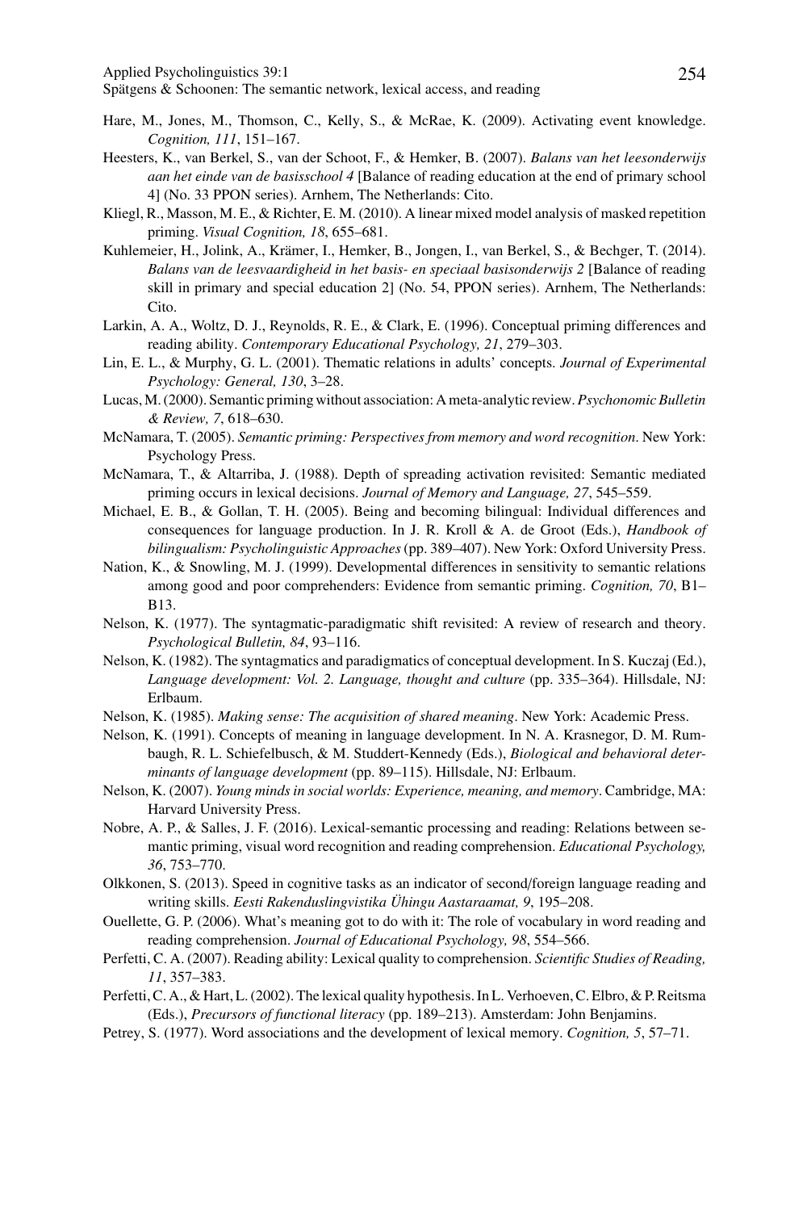Hare, M., Jones, M., Thomson, C., Kelly, S., & McRae, K. (2009). Activating event knowledge. *Cognition, 111*, 151–167.

Heesters, K., van Berkel, S., van der Schoot, F., & Hemker, B. (2007). *Balans van het leesonderwijs aan het einde van de basisschool 4* [Balance of reading education at the end of primary school 4] (No. 33 PPON series). Arnhem, The Netherlands: Cito.

Kliegl, R., Masson, M. E., & Richter, E. M. (2010). A linear mixed model analysis of masked repetition priming. *Visual Cognition, 18*, 655–681.

Kuhlemeier, H., Jolink, A., Krämer, I., Hemker, B., Jongen, I., van Berkel, S., & Bechger, T. (2014). *Balans van de leesvaardigheid in het basis- en speciaal basisonderwijs 2* [Balance of reading skill in primary and special education 2] (No. 54, PPON series). Arnhem, The Netherlands: Cito.

Larkin, A. A., Woltz, D. J., Reynolds, R. E., & Clark, E. (1996). Conceptual priming differences and reading ability. *Contemporary Educational Psychology, 21*, 279–303.

Lin, E. L., & Murphy, G. L. (2001). Thematic relations in adults' concepts. *Journal of Experimental Psychology: General, 130*, 3–28.

Lucas, M. (2000). Semantic priming without association: A meta-analytic review. *Psychonomic Bulletin & Review, 7*, 618–630.

McNamara, T. (2005). *Semantic priming: Perspectives from memory and word recognition*. New York: Psychology Press.

McNamara, T., & Altarriba, J. (1988). Depth of spreading activation revisited: Semantic mediated priming occurs in lexical decisions. *Journal of Memory and Language, 27*, 545–559.

Michael, E. B., & Gollan, T. H. (2005). Being and becoming bilingual: Individual differences and consequences for language production. In J. R. Kroll & A. de Groot (Eds.), *Handbook of bilingualism: Psycholinguistic Approaches* (pp. 389–407). New York: Oxford University Press.

Nation, K., & Snowling, M. J. (1999). Developmental differences in sensitivity to semantic relations among good and poor comprehenders: Evidence from semantic priming. *Cognition, 70*, B1–B13.

Nelson, K. (1977). The syntagmatic-paradigmatic shift revisited: A review of research and theory. *Psychological Bulletin, 84*, 93–116.

Nelson, K. (1982). The syntagmatics and paradigmatics of conceptual development. In S. Kuczaj (Ed.), *Language development: Vol. 2. Language, thought and culture* (pp. 335–364). Hillsdale, NJ: Erlbaum.

Nelson, K. (1985). *Making sense: The acquisition of shared meaning*. New York: Academic Press.

Nelson, K. (1991). Concepts of meaning in language development. In N. A. Krasnegor, D. M. Rumbaugh, R. L. Schiefelbusch, & M. Studdert-Kennedy (Eds.), *Biological and behavioral determinants of language development* (pp. 89–115). Hillsdale, NJ: Erlbaum.

Nelson, K. (2007). *Young minds in social worlds: Experience, meaning, and memory*. Cambridge, MA: Harvard University Press.

Nobre, A. P., & Salles, J. F. (2016). Lexical-semantic processing and reading: Relations between semantic priming, visual word recognition and reading comprehension. *Educational Psychology, 36*, 753–770.

Olkkonen, S. (2013). Speed in cognitive tasks as an indicator of second/foreign language reading and writing skills. *Eesti Rakenduslingvistika Ühingu Aastaraamat, 9*, 195–208.

Ouellette, G. P. (2006). What's meaning got to do with it: The role of vocabulary in word reading and reading comprehension. *Journal of Educational Psychology, 98*, 554–566.

Perfetti, C. A. (2007). Reading ability: Lexical quality to comprehension. *Scientific Studies of Reading, 11*, 357–383.

Perfetti, C. A., & Hart, L. (2002). The lexical quality hypothesis. In L. Verhoeven, C. Elbro, & P. Reitsma (Eds.), *Precursors of functional literacy* (pp. 189–213). Amsterdam: John Benjamins.

Petrey, S. (1977). Word associations and the development of lexical memory. *Cognition, 5*, 57–71.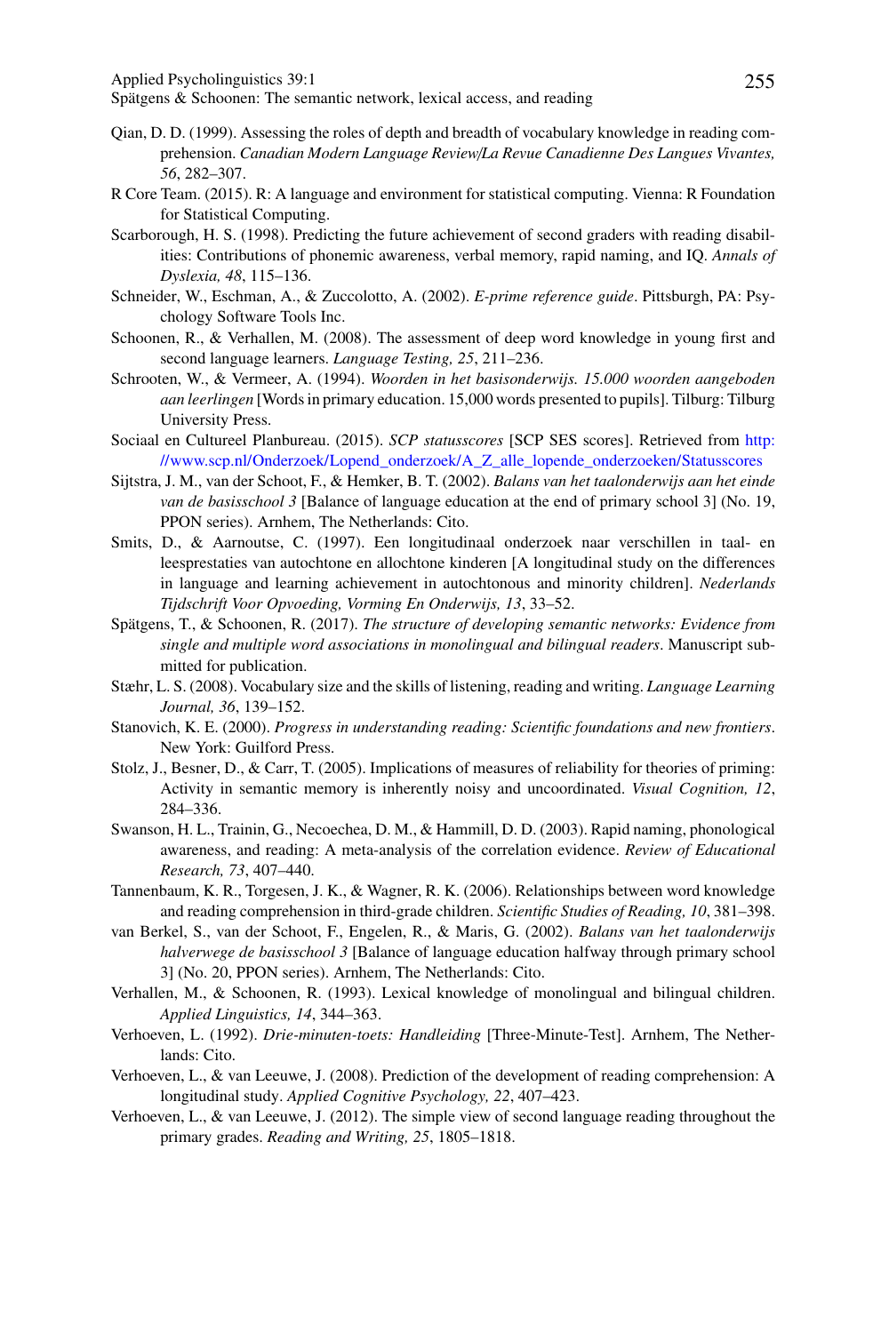Qian, D. D. (1999). Assessing the roles of depth and breadth of vocabulary knowledge in reading comprehension. *Canadian Modern Language Review/La Revue Canadienne Des Langues Vivantes, 56*, 282–307.

R Core Team. (2015). R: A language and environment for statistical computing. Vienna: R Foundation for Statistical Computing.

Scarborough, H. S. (1998). Predicting the future achievement of second graders with reading disabilities: Contributions of phonemic awareness, verbal memory, rapid naming, and IQ. *Annals of Dyslexia, 48*, 115–136.

Schneider, W., Eschman, A., & Zuccolotto, A. (2002). *E-prime reference guide*. Pittsburgh, PA: Psychology Software Tools Inc.

Schoonen, R., & Verhallen, M. (2008). The assessment of deep word knowledge in young first and second language learners. *Language Testing, 25*, 211–236.

Schrooten, W., & Vermeer, A. (1994). *Woorden in het basisonderwijs. 15.000 woorden aangeboden aan leerlingen* [Words in primary education. 15,000 words presented to pupils]. Tilburg: Tilburg University Press.

Sociaal en Cultureel Planbureau. (2015). *SCP statusscores* [SCP SES scores]. Retrieved from http://www.scp.nl/Onderzoek/Lopend_onderzoek/A_Z_alle_lopende_onderzoeken/Statusscores

Sijtstra, J. M., van der Schoot, F., & Hemker, B. T. (2002). *Balans van het taalonderwijs aan het einde van de basisschool 3* [Balance of language education at the end of primary school 3] (No. 19, PPON series). Arnhem, The Netherlands: Cito.

Smits, D., & Aarnoutse, C. (1997). Een longitudinaal onderzoek naar verschillen in taal- en leesprestaties van autochtone en allochtone kinderen [A longitudinal study on the differences in language and learning achievement in autochtonous and minority children]. *Nederlands Tijdschrift Voor Opvoeding, Vorming En Onderwijs, 13*, 33–52.

Spätgens, T., & Schoonen, R. (2017). *The structure of developing semantic networks: Evidence from single and multiple word associations in monolingual and bilingual readers*. Manuscript submitted for publication.

Stæhr, L. S. (2008). Vocabulary size and the skills of listening, reading and writing. *Language Learning Journal, 36*, 139–152.

Stanovich, K. E. (2000). *Progress in understanding reading: Scientific foundations and new frontiers*. New York: Guilford Press.

Stolz, J., Besner, D., & Carr, T. (2005). Implications of measures of reliability for theories of priming: Activity in semantic memory is inherently noisy and uncoordinated. *Visual Cognition, 12*, 284–336.

Swanson, H. L., Trainin, G., Necoechea, D. M., & Hammill, D. D. (2003). Rapid naming, phonological awareness, and reading: A meta-analysis of the correlation evidence. *Review of Educational Research, 73*, 407–440.

Tannenbaum, K. R., Torgesen, J. K., & Wagner, R. K. (2006). Relationships between word knowledge and reading comprehension in third-grade children. *Scientific Studies of Reading, 10*, 381–398.

van Berkel, S., van der Schoot, F., Engelen, R., & Maris, G. (2002). *Balans van het taalonderwijs halverwege de basisschool 3* [Balance of language education halfway through primary school 3] (No. 20, PPON series). Arnhem, The Netherlands: Cito.

Verhallen, M., & Schoonen, R. (1993). Lexical knowledge of monolingual and bilingual children. *Applied Linguistics, 14*, 344–363.

Verhoeven, L. (1992). *Drie-minuten-toets: Handleiding* [Three-Minute-Test]. Arnhem, The Netherlands: Cito.

Verhoeven, L., & van Leeuwe, J. (2008). Prediction of the development of reading comprehension: A longitudinal study. *Applied Cognitive Psychology, 22*, 407–423.

Verhoeven, L., & van Leeuwe, J. (2012). The simple view of second language reading throughout the primary grades. *Reading and Writing, 25*, 1805–1818.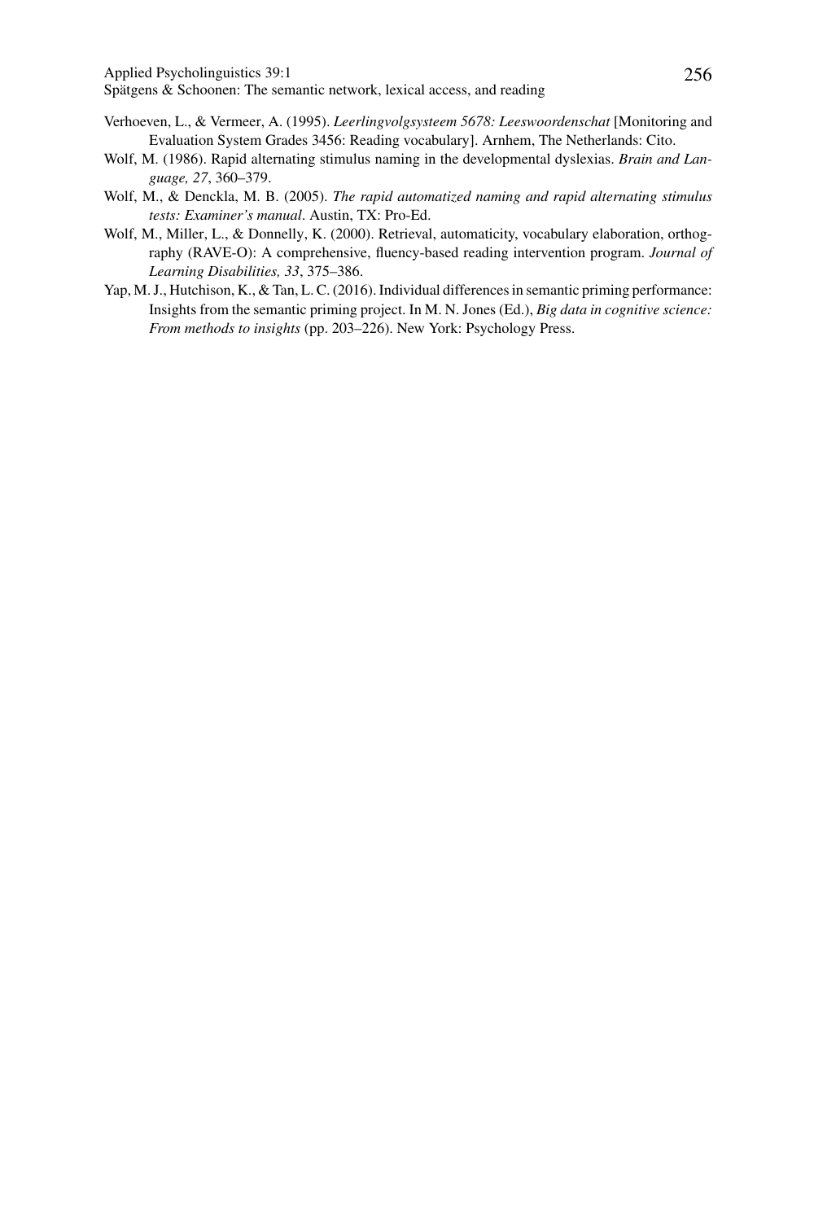Verhoeven, L., & Vermeer, A. (1995). *Leerlingvolgsysteem 5678: Leeswoordenschat* [Monitoring and Evaluation System Grades 3456: Reading vocabulary]. Arnhem, The Netherlands: Cito.

Wolf, M. (1986). Rapid alternating stimulus naming in the developmental dyslexias. *Brain and Language, 27*, 360–379.

Wolf, M., & Denckla, M. B. (2005). *The rapid automatized naming and rapid alternating stimulus tests: Examiner's manual*. Austin, TX: Pro-Ed.

Wolf, M., Miller, L., & Donnelly, K. (2000). Retrieval, automaticity, vocabulary elaboration, orthography (RAVE-O): A comprehensive, fluency-based reading intervention program. *Journal of Learning Disabilities, 33*, 375–386.

Yap, M. J., Hutchison, K., & Tan, L. C. (2016). Individual differences in semantic priming performance: Insights from the semantic priming project. In M. N. Jones (Ed.), *Big data in cognitive science: From methods to insights* (pp. 203–226). New York: Psychology Press.